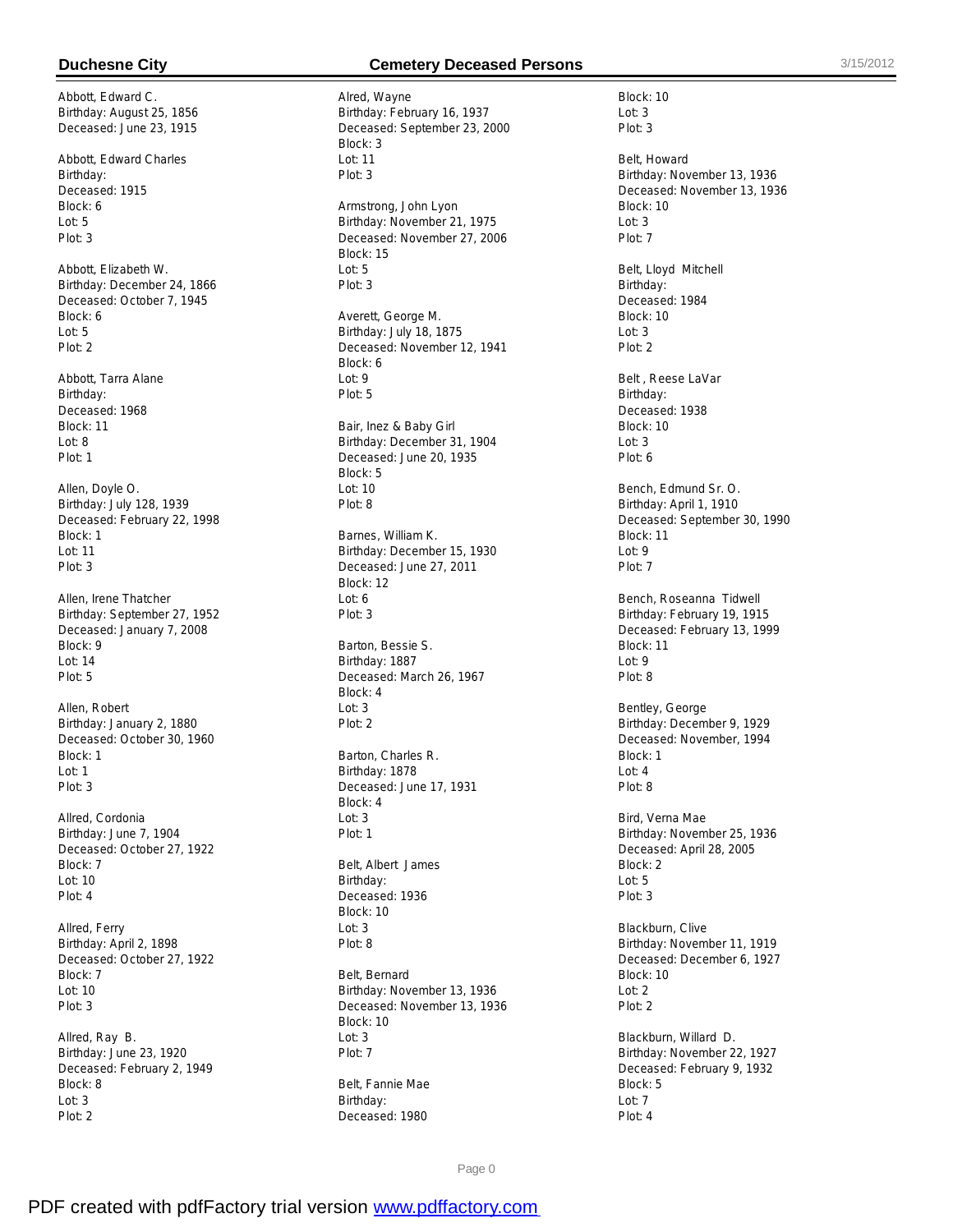# Duchesne City — Cemetery Deceased Persons

Abbott, Edward C.
Birthday: August 25, 1856
Deceased: June 23, 1915

Abbott, Edward Charles
Birthday:
Deceased: 1915
Block: 6
Lot: 5
Plot: 3

Abbott, Elizabeth W.
Birthday: December 24, 1866
Deceased: October 7, 1945
Block: 6
Lot: 5
Plot: 2

Abbott, Tarra Alane
Birthday:
Deceased: 1968
Block: 11
Lot: 8
Plot: 1

Allen, Doyle O.
Birthday: July 128, 1939
Deceased: February 22, 1998
Block: 1
Lot: 11
Plot: 3

Allen, Irene Thatcher
Birthday: September 27, 1952
Deceased: January 7, 2008
Block: 9
Lot: 14
Plot: 5

Allen, Robert
Birthday: January 2, 1880
Deceased: October 30, 1960
Block: 1
Lot: 1
Plot: 3

Allred, Cordonia
Birthday: June 7, 1904
Deceased: October 27, 1922
Block: 7
Lot: 10
Plot: 4

Allred, Ferry
Birthday: April 2, 1898
Deceased: October 27, 1922
Block: 7
Lot: 10
Plot: 3

Allred, Ray B.
Birthday: June 23, 1920
Deceased: February 2, 1949
Block: 8
Lot: 3
Plot: 2

Alred, Wayne
Birthday: February 16, 1937
Deceased: September 23, 2000
Block: 3
Lot: 11
Plot: 3

Armstrong, John Lyon
Birthday: November 21, 1975
Deceased: November 27, 2006
Block: 15
Lot: 5
Plot: 3

Averett, George M.
Birthday: July 18, 1875
Deceased: November 12, 1941
Block: 6
Lot: 9
Plot: 5

Bair, Inez & Baby Girl
Birthday: December 31, 1904
Deceased: June 20, 1935
Block: 5
Lot: 10
Plot: 8

Barnes, William K.
Birthday: December 15, 1930
Deceased: June 27, 2011
Block: 12
Lot: 6
Plot: 3

Barton, Bessie S.
Birthday: 1887
Deceased: March 26, 1967
Block: 4
Lot: 3
Plot: 2

Barton, Charles R.
Birthday: 1878
Deceased: June 17, 1931
Block: 4
Lot: 3
Plot: 1

Belt, Albert James
Birthday:
Deceased: 1936
Block: 10
Lot: 3
Plot: 8

Belt, Bernard
Birthday: November 13, 1936
Deceased: November 13, 1936
Block: 10
Lot: 3
Plot: 7

Belt, Fannie Mae
Birthday:
Deceased: 1980
Block: 10
Lot: 3
Plot: 3

Belt, Howard
Birthday: November 13, 1936
Deceased: November 13, 1936
Block: 10
Lot: 3
Plot: 7

Belt, Lloyd Mitchell
Birthday:
Deceased: 1984
Block: 10
Lot: 3
Plot: 2

Belt , Reese LaVar
Birthday:
Deceased: 1938
Block: 10
Lot: 3
Plot: 6

Bench, Edmund Sr. O.
Birthday: April 1, 1910
Deceased: September 30, 1990
Block: 11
Lot: 9
Plot: 7

Bench, Roseanna Tidwell
Birthday: February 19, 1915
Deceased: February 13, 1999
Block: 11
Lot: 9
Plot: 8

Bentley, George
Birthday: December 9, 1929
Deceased: November, 1994
Block: 1
Lot: 4
Plot: 8

Bird, Verna Mae
Birthday: November 25, 1936
Deceased: April 28, 2005
Block: 2
Lot: 5
Plot: 3

Blackburn, Clive
Birthday: November 11, 1919
Deceased: December 6, 1927
Block: 10
Lot: 2
Plot: 2

Blackburn, Willard D.
Birthday: November 22, 1927
Deceased: February 9, 1932
Block: 5
Lot: 7
Plot: 4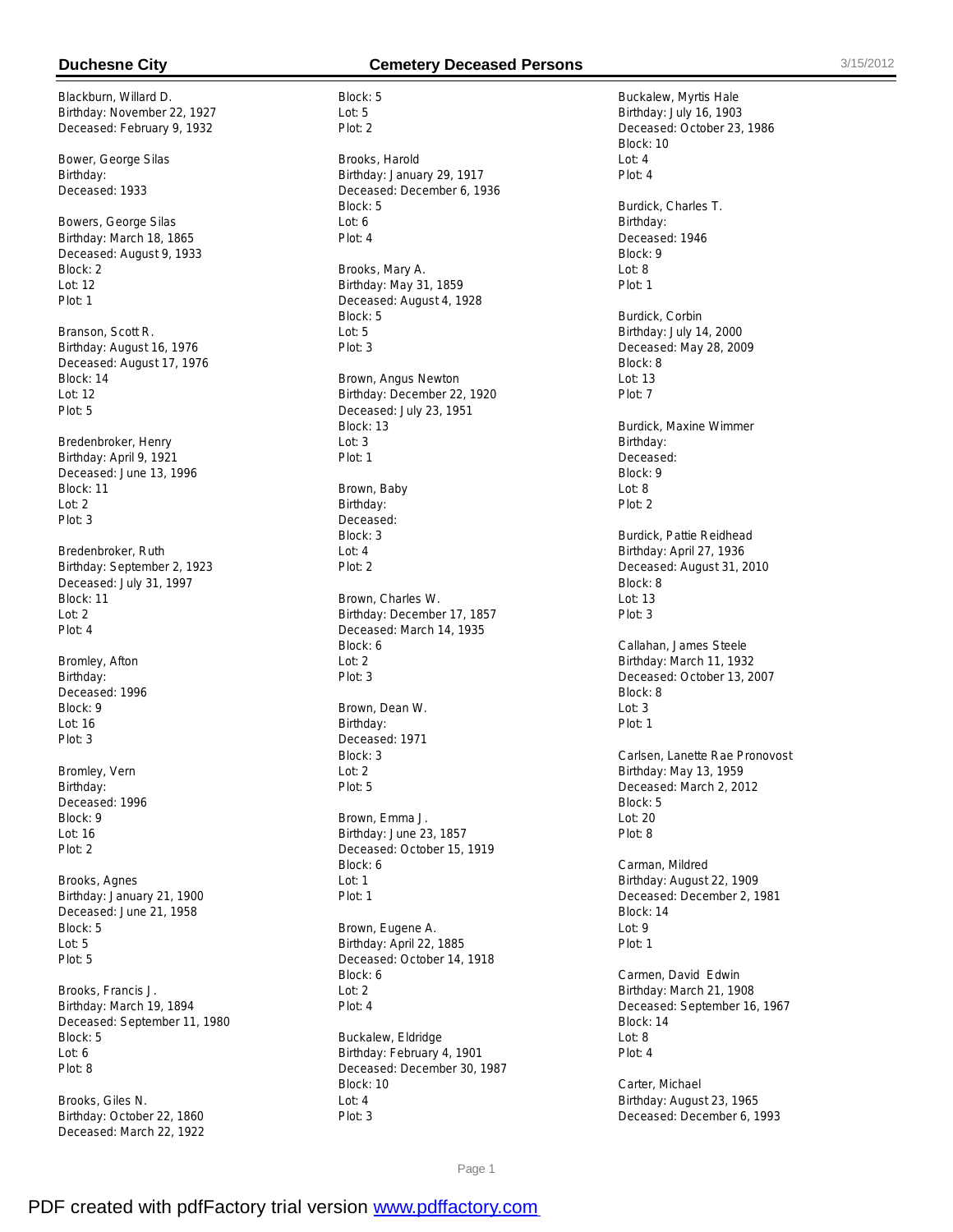Blackburn, Willard D.
Birthday: November 22, 1927
Deceased: February 9, 1932

Bower, George Silas
Birthday:
Deceased: 1933

Bowers, George Silas
Birthday: March 18, 1865
Deceased: August 9, 1933
Block: 2
Lot: 12
Plot: 1

Branson, Scott R.
Birthday: August 16, 1976
Deceased: August 17, 1976
Block: 14
Lot: 12
Plot: 5

Bredenbroker, Henry
Birthday: April 9, 1921
Deceased: June 13, 1996
Block: 11
Lot: 2
Plot: 3

Bredenbroker, Ruth
Birthday: September 2, 1923
Deceased: July 31, 1997
Block: 11
Lot: 2
Plot: 4

Bromley, Afton
Birthday:
Deceased: 1996
Block: 9
Lot: 16
Plot: 3

Bromley, Vern
Birthday:
Deceased: 1996
Block: 9
Lot: 16
Plot: 2

Brooks, Agnes
Birthday: January 21, 1900
Deceased: June 21, 1958
Block: 5
Lot: 5
Plot: 5

Brooks, Francis J.
Birthday: March 19, 1894
Deceased: September 11, 1980
Block: 5
Lot: 6
Plot: 8

Brooks, Giles N.
Birthday: October 22, 1860
Deceased: March 22, 1922
Block: 5
Lot: 5
Plot: 2

Brooks, Harold
Birthday: January 29, 1917
Deceased: December 6, 1936
Block: 5
Lot: 6
Plot: 4

Brooks, Mary A.
Birthday: May 31, 1859
Deceased: August 4, 1928
Block: 5
Lot: 5
Plot: 3

Brown, Angus Newton
Birthday: December 22, 1920
Deceased: July 23, 1951
Block: 13
Lot: 3
Plot: 1

Brown, Baby
Birthday:
Deceased:
Block: 3
Lot: 4
Plot: 2

Brown, Charles W.
Birthday: December 17, 1857
Deceased: March 14, 1935
Block: 6
Lot: 2
Plot: 3

Brown, Dean W.
Birthday:
Deceased: 1971
Block: 3
Lot: 2
Plot: 5

Brown, Emma J.
Birthday: June 23, 1857
Deceased: October 15, 1919
Block: 6
Lot: 1
Plot: 1

Brown, Eugene A.
Birthday: April 22, 1885
Deceased: October 14, 1918
Block: 6
Lot: 2
Plot: 4

Buckalew, Eldridge
Birthday: February 4, 1901
Deceased: December 30, 1987
Block: 10
Lot: 4
Plot: 3

Buckalew, Myrtis Hale
Birthday: July 16, 1903
Deceased: October 23, 1986
Block: 10
Lot: 4
Plot: 4

Burdick, Charles T.
Birthday:
Deceased: 1946
Block: 9
Lot: 8
Plot: 1

Burdick, Corbin
Birthday: July 14, 2000
Deceased: May 28, 2009
Block: 8
Lot: 13
Plot: 7

Burdick, Maxine Wimmer
Birthday:
Deceased:
Block: 9
Lot: 8
Plot: 2

Burdick, Pattie Reidhead
Birthday: April 27, 1936
Deceased: August 31, 2010
Block: 8
Lot: 13
Plot: 3

Callahan, James Steele
Birthday: March 11, 1932
Deceased: October 13, 2007
Block: 8
Lot: 3
Plot: 1

Carlsen, Lanette Rae Pronovost
Birthday: May 13, 1959
Deceased: March 2, 2012
Block: 5
Lot: 20
Plot: 8

Carman, Mildred
Birthday: August 22, 1909
Deceased: December 2, 1981
Block: 14
Lot: 9
Plot: 1

Carmen, David Edwin
Birthday: March 21, 1908
Deceased: September 16, 1967
Block: 14
Lot: 8
Plot: 4

Carter, Michael
Birthday: August 23, 1965
Deceased: December 6, 1993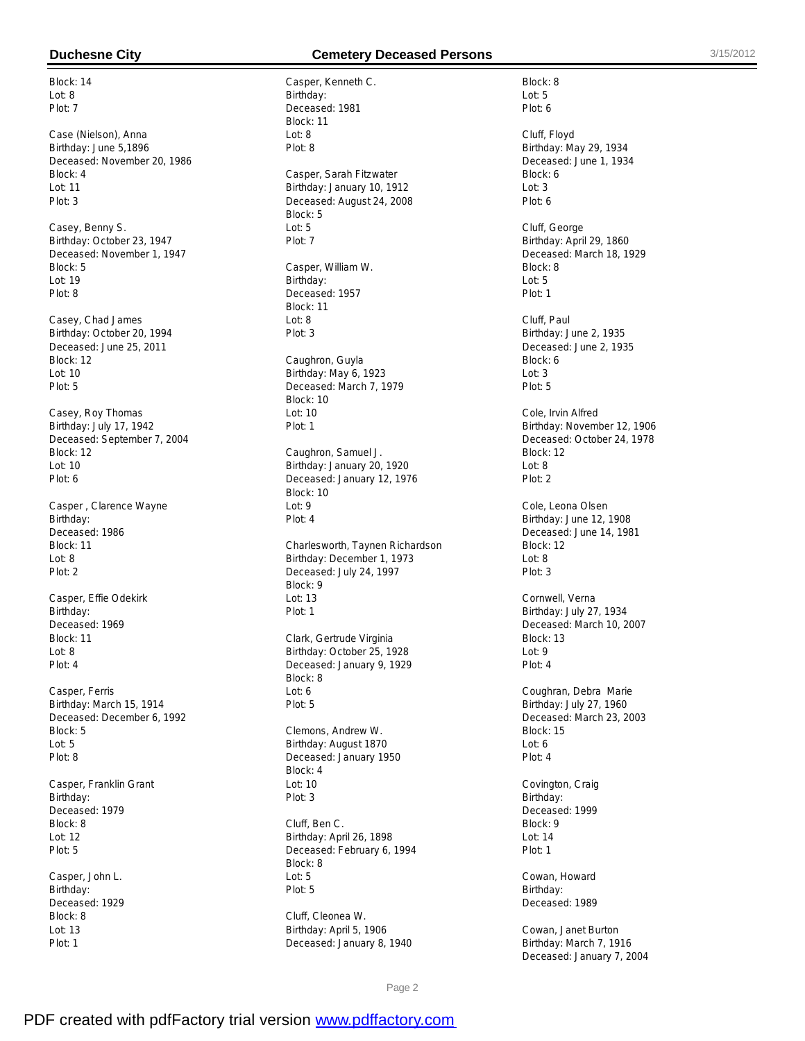Block: 14
Lot: 8
Plot: 7

Case (Nielson), Anna
Birthday: June 5,1896
Deceased: November 20, 1986
Block: 4
Lot: 11
Plot: 3

Casey, Benny S.
Birthday: October 23, 1947
Deceased: November 1, 1947
Block: 5
Lot: 19
Plot: 8

Casey, Chad James
Birthday: October 20, 1994
Deceased: June 25, 2011
Block: 12
Lot: 10
Plot: 5

Casey, Roy Thomas
Birthday: July 17, 1942
Deceased: September 7, 2004
Block: 12
Lot: 10
Plot: 6

Casper , Clarence Wayne
Birthday:
Deceased: 1986
Block: 11
Lot: 8
Plot: 2

Casper, Effie Odekirk
Birthday:
Deceased: 1969
Block: 11
Lot: 8
Plot: 4

Casper, Ferris
Birthday: March 15, 1914
Deceased: December 6, 1992
Block: 5
Lot: 5
Plot: 8

Casper, Franklin Grant
Birthday:
Deceased: 1979
Block: 8
Lot: 12
Plot: 5

Casper, John L.
Birthday:
Deceased: 1929
Block: 8
Lot: 13
Plot: 1

Casper, Kenneth C.
Birthday:
Deceased: 1981
Block: 11
Lot: 8
Plot: 8

Casper, Sarah Fitzwater
Birthday: January 10, 1912
Deceased: August 24, 2008
Block: 5
Lot: 5
Plot: 7

Casper, William W.
Birthday:
Deceased: 1957
Block: 11
Lot: 8
Plot: 3

Caughron, Guyla
Birthday: May 6, 1923
Deceased: March 7, 1979
Block: 10
Lot: 10
Plot: 1

Caughron, Samuel J.
Birthday: January 20, 1920
Deceased: January 12, 1976
Block: 10
Lot: 9
Plot: 4

Charlesworth, Taynen Richardson
Birthday: December 1, 1973
Deceased: July 24, 1997
Block: 9
Lot: 13
Plot: 1

Clark, Gertrude Virginia
Birthday: October 25, 1928
Deceased: January 9, 1929
Block: 8
Lot: 6
Plot: 5

Clemons, Andrew W.
Birthday: August 1870
Deceased: January 1950
Block: 4
Lot: 10
Plot: 3

Cluff, Ben C.
Birthday: April 26, 1898
Deceased: February 6, 1994
Block: 8
Lot: 5
Plot: 5

Cluff, Cleonea W.
Birthday: April 5, 1906
Deceased: January 8, 1940
Block: 8
Lot: 5
Plot: 6

Cluff, Floyd
Birthday: May 29, 1934
Deceased: June 1, 1934
Block: 6
Lot: 3
Plot: 6

Cluff, George
Birthday: April 29, 1860
Deceased: March 18, 1929
Block: 8
Lot: 5
Plot: 1

Cluff, Paul
Birthday: June 2, 1935
Deceased: June 2, 1935
Block: 6
Lot: 3
Plot: 5

Cole, Irvin Alfred
Birthday: November 12, 1906
Deceased: October 24, 1978
Block: 12
Lot: 8
Plot: 2

Cole, Leona Olsen
Birthday: June 12, 1908
Deceased: June 14, 1981
Block: 12
Lot: 8
Plot: 3

Cornwell, Verna
Birthday: July 27, 1934
Deceased: March 10, 2007
Block: 13
Lot: 9
Plot: 4

Coughran, Debra Marie
Birthday: July 27, 1960
Deceased: March 23, 2003
Block: 15
Lot: 6
Plot: 4

Covington, Craig
Birthday:
Deceased: 1999
Block: 9
Lot: 14
Plot: 1

Cowan, Howard
Birthday:
Deceased: 1989

Cowan, Janet Burton
Birthday: March 7, 1916
Deceased: January 7, 2004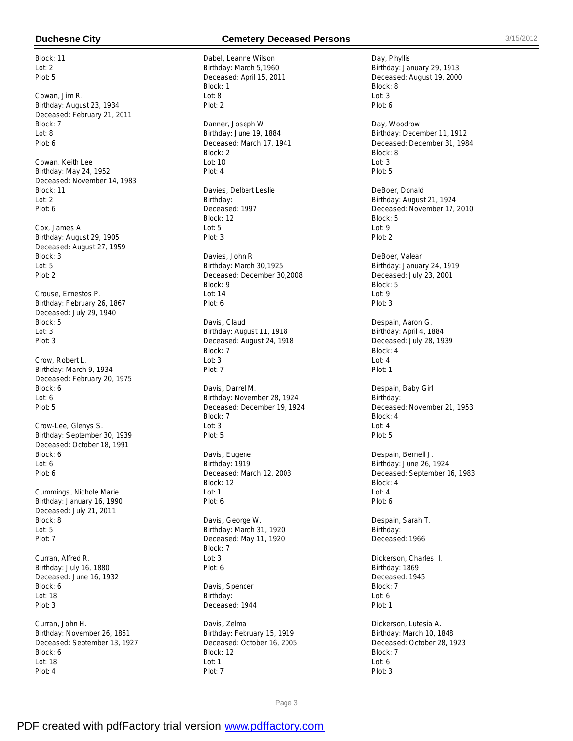Block: 11
Lot: 2
Plot: 5

Cowan, Jim R.
Birthday: August 23, 1934
Deceased: February 21, 2011
Block: 7
Lot: 8
Plot: 6

Cowan, Keith Lee
Birthday: May 24, 1952
Deceased: November 14, 1983
Block: 11
Lot: 2
Plot: 6

Cox, James A.
Birthday: August 29, 1905
Deceased: August 27, 1959
Block: 3
Lot: 5
Plot: 2

Crouse, Ernestos P.
Birthday: February 26, 1867
Deceased: July 29, 1940
Block: 5
Lot: 3
Plot: 3

Crow, Robert L.
Birthday: March 9, 1934
Deceased: February 20, 1975
Block: 6
Lot: 6
Plot: 5

Crow-Lee, Glenys S.
Birthday: September 30, 1939
Deceased: October 18, 1991
Block: 6
Lot: 6
Plot: 6

Cummings, Nichole Marie
Birthday: January 16, 1990
Deceased: July 21, 2011
Block: 8
Lot: 5
Plot: 7

Curran, Alfred R.
Birthday: July 16, 1880
Deceased: June 16, 1932
Block: 6
Lot: 18
Plot: 3

Curran, John H.
Birthday: November 26, 1851
Deceased: September 13, 1927
Block: 6
Lot: 18
Plot: 4

Dabel, Leanne Wilson
Birthday: March 5,1960
Deceased: April 15, 2011
Block: 1
Lot: 8
Plot: 2

Danner, Joseph W
Birthday: June 19, 1884
Deceased: March 17, 1941
Block: 2
Lot: 10
Plot: 4

Davies, Delbert Leslie
Birthday:
Deceased: 1997
Block: 12
Lot: 5
Plot: 3

Davies, John R
Birthday: March 30,1925
Deceased: December 30,2008
Block: 9
Lot: 14
Plot: 6

Davis, Claud
Birthday: August 11, 1918
Deceased: August 24, 1918
Block: 7
Lot: 3
Plot: 7

Davis, Darrel M.
Birthday: November 28, 1924
Deceased: December 19, 1924
Block: 7
Lot: 3
Plot: 5

Davis, Eugene
Birthday: 1919
Deceased: March 12, 2003
Block: 12
Lot: 1
Plot: 6

Davis, George W.
Birthday: March 31, 1920
Deceased: May 11, 1920
Block: 7
Lot: 3
Plot: 6

Davis, Spencer
Birthday:
Deceased: 1944

Davis, Zelma
Birthday: February 15, 1919
Deceased: October 16, 2005
Block: 12
Lot: 1
Plot: 7

Day, Phyllis
Birthday: January 29, 1913
Deceased: August 19, 2000
Block: 8
Lot: 3
Plot: 6

Day, Woodrow
Birthday: December 11, 1912
Deceased: December 31, 1984
Block: 8
Lot: 3
Plot: 5

DeBoer, Donald
Birthday: August 21, 1924
Deceased: November 17, 2010
Block: 5
Lot: 9
Plot: 2

DeBoer, Valear
Birthday: January 24, 1919
Deceased: July 23, 2001
Block: 5
Lot: 9
Plot: 3

Despain, Aaron G.
Birthday: April 4, 1884
Deceased: July 28, 1939
Block: 4
Lot: 4
Plot: 1

Despain, Baby Girl
Birthday:
Deceased: November 21, 1953
Block: 4
Lot: 4
Plot: 5

Despain, Bernell J.
Birthday: June 26, 1924
Deceased: September 16, 1983
Block: 4
Lot: 4
Plot: 6

Despain, Sarah T.
Birthday:
Deceased: 1966

Dickerson, Charles I.
Birthday: 1869
Deceased: 1945
Block: 7
Lot: 6
Plot: 1

Dickerson, Lutesia A.
Birthday: March 10, 1848
Deceased: October 28, 1923
Block: 7
Lot: 6
Plot: 3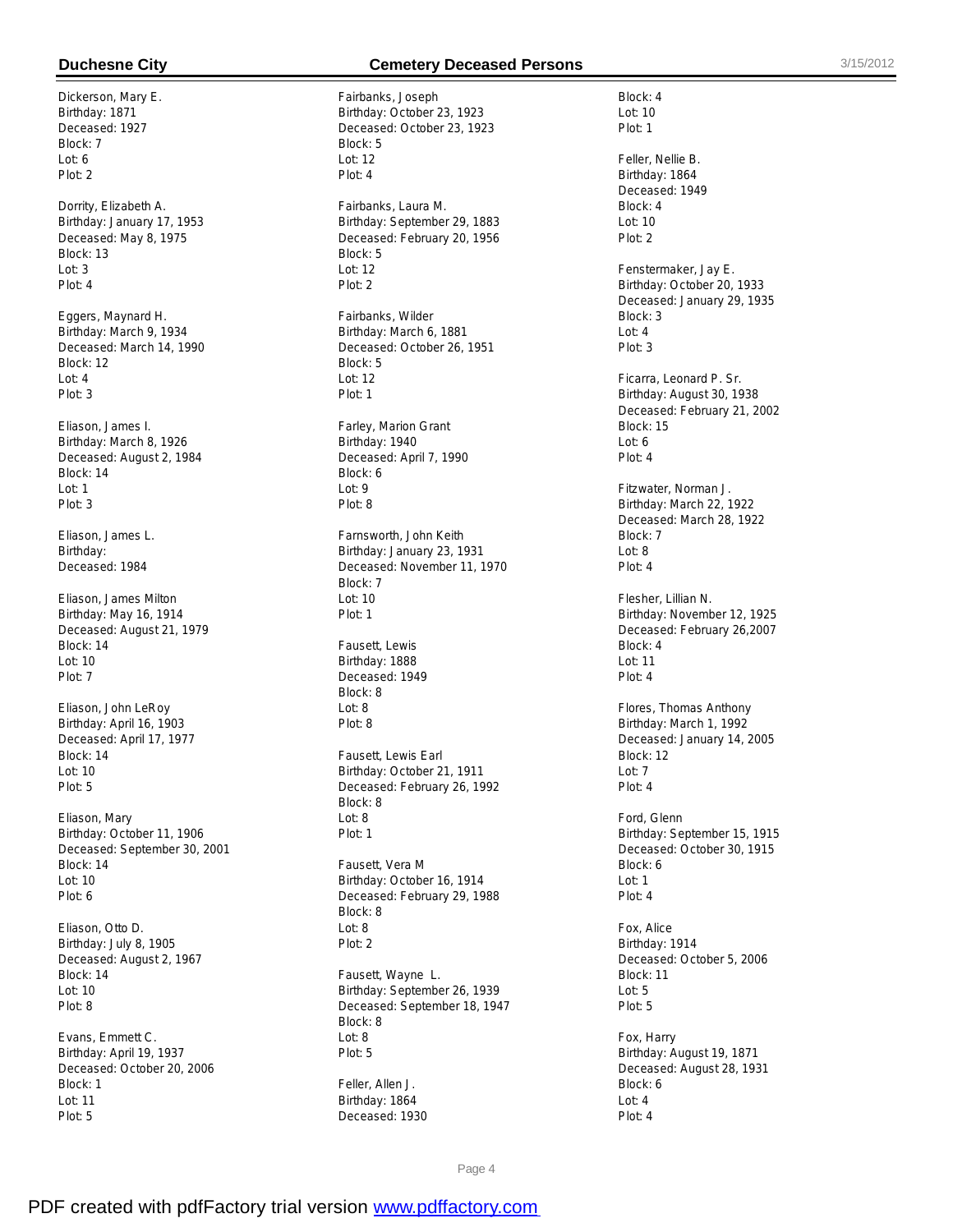Dickerson, Mary E.
Birthday: 1871
Deceased: 1927
Block: 7
Lot: 6
Plot: 2

Dorrity, Elizabeth A.
Birthday: January 17, 1953
Deceased: May 8, 1975
Block: 13
Lot: 3
Plot: 4

Eggers, Maynard H.
Birthday: March 9, 1934
Deceased: March 14, 1990
Block: 12
Lot: 4
Plot: 3

Eliason, James I.
Birthday: March 8, 1926
Deceased: August 2, 1984
Block: 14
Lot: 1
Plot: 3

Eliason, James L.
Birthday:
Deceased: 1984

Eliason, James Milton
Birthday: May 16, 1914
Deceased: August 21, 1979
Block: 14
Lot: 10
Plot: 7

Eliason, John LeRoy
Birthday: April 16, 1903
Deceased: April 17, 1977
Block: 14
Lot: 10
Plot: 5

Eliason, Mary
Birthday: October 11, 1906
Deceased: September 30, 2001
Block: 14
Lot: 10
Plot: 6

Eliason, Otto D.
Birthday: July 8, 1905
Deceased: August 2, 1967
Block: 14
Lot: 10
Plot: 8

Evans, Emmett C.
Birthday: April 19, 1937
Deceased: October 20, 2006
Block: 1
Lot: 11
Plot: 5

Fairbanks, Joseph
Birthday: October 23, 1923
Deceased: October 23, 1923
Block: 5
Lot: 12
Plot: 4

Fairbanks, Laura M.
Birthday: September 29, 1883
Deceased: February 20, 1956
Block: 5
Lot: 12
Plot: 2

Fairbanks, Wilder
Birthday: March 6, 1881
Deceased: October 26, 1951
Block: 5
Lot: 12
Plot: 1

Farley, Marion Grant
Birthday: 1940
Deceased: April 7, 1990
Block: 6
Lot: 9
Plot: 8

Farnsworth, John Keith
Birthday: January 23, 1931
Deceased: November 11, 1970
Block: 7
Lot: 10
Plot: 1

Fausett, Lewis
Birthday: 1888
Deceased: 1949
Block: 8
Lot: 8
Plot: 8

Fausett, Lewis Earl
Birthday: October 21, 1911
Deceased: February 26, 1992
Block: 8
Lot: 8
Plot: 1

Fausett, Vera M
Birthday: October 16, 1914
Deceased: February 29, 1988
Block: 8
Lot: 8
Plot: 2

Fausett, Wayne L.
Birthday: September 26, 1939
Deceased: September 18, 1947
Block: 8
Lot: 8
Plot: 5

Feller, Allen J.
Birthday: 1864
Deceased: 1930
Block: 4
Lot: 10
Plot: 1

Feller, Nellie B.
Birthday: 1864
Deceased: 1949
Block: 4
Lot: 10
Plot: 2

Fenstermaker, Jay E.
Birthday: October 20, 1933
Deceased: January 29, 1935
Block: 3
Lot: 4
Plot: 3

Ficarra, Leonard P. Sr.
Birthday: August 30, 1938
Deceased: February 21, 2002
Block: 15
Lot: 6
Plot: 4

Fitzwater, Norman J.
Birthday: March 22, 1922
Deceased: March 28, 1922
Block: 7
Lot: 8
Plot: 4

Flesher, Lillian N.
Birthday: November 12, 1925
Deceased: February 26,2007
Block: 4
Lot: 11
Plot: 4

Flores, Thomas Anthony
Birthday: March 1, 1992
Deceased: January 14, 2005
Block: 12
Lot: 7
Plot: 4

Ford, Glenn
Birthday: September 15, 1915
Deceased: October 30, 1915
Block: 6
Lot: 1
Plot: 4

Fox, Alice
Birthday: 1914
Deceased: October 5, 2006
Block: 11
Lot: 5
Plot: 5

Fox, Harry
Birthday: August 19, 1871
Deceased: August 28, 1931
Block: 6
Lot: 4
Plot: 4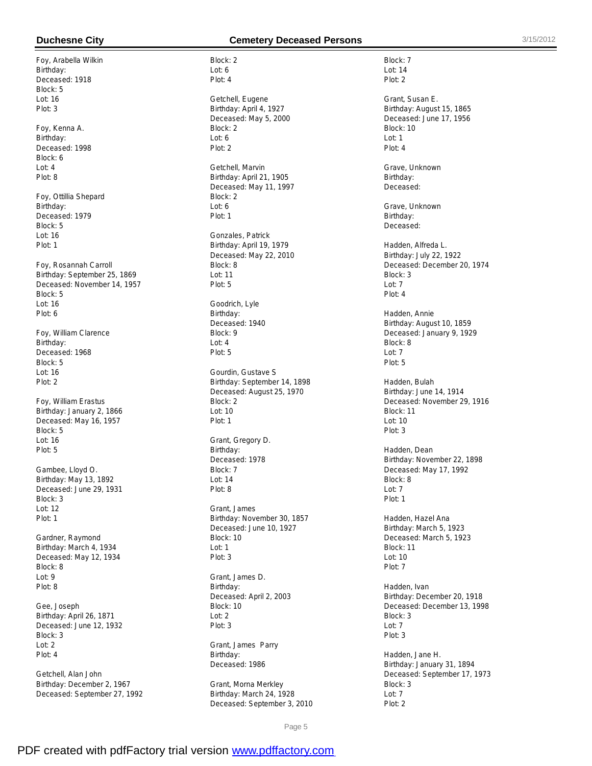Foy, Arabella Wilkin
Birthday:
Deceased: 1918
Block: 5
Lot: 16
Plot: 3

Foy, Kenna A.
Birthday:
Deceased: 1998
Block: 6
Lot: 4
Plot: 8

Foy, Ottillia Shepard
Birthday:
Deceased: 1979
Block: 5
Lot: 16
Plot: 1

Foy, Rosannah Carroll
Birthday: September 25, 1869
Deceased: November 14, 1957
Block: 5
Lot: 16
Plot: 6

Foy, William Clarence
Birthday:
Deceased: 1968
Block: 5
Lot: 16
Plot: 2

Foy, William Erastus
Birthday: January 2, 1866
Deceased: May 16, 1957
Block: 5
Lot: 16
Plot: 5

Gambee, Lloyd O.
Birthday: May 13, 1892
Deceased: June 29, 1931
Block: 3
Lot: 12
Plot: 1

Gardner, Raymond
Birthday: March 4, 1934
Deceased: May 12, 1934
Block: 8
Lot: 9
Plot: 8

Gee, Joseph
Birthday: April 26, 1871
Deceased: June 12, 1932
Block: 3
Lot: 2
Plot: 4

Getchell, Alan John
Birthday: December 2, 1967
Deceased: September 27, 1992
Block: 2
Lot: 6
Plot: 4

Getchell, Eugene
Birthday: April 4, 1927
Deceased: May 5, 2000
Block: 2
Lot: 6
Plot: 2

Getchell, Marvin
Birthday: April 21, 1905
Deceased: May 11, 1997
Block: 2
Lot: 6
Plot: 1

Gonzales, Patrick
Birthday: April 19, 1979
Deceased: May 22, 2010
Block: 8
Lot: 11
Plot: 5

Goodrich, Lyle
Birthday:
Deceased: 1940
Block: 9
Lot: 4
Plot: 5

Gourdin, Gustave S
Birthday: September 14, 1898
Deceased: August 25, 1970
Block: 2
Lot: 10
Plot: 1

Grant, Gregory D.
Birthday:
Deceased: 1978
Block: 7
Lot: 14
Plot: 8

Grant, James
Birthday: November 30, 1857
Deceased: June 10, 1927
Block: 10
Lot: 1
Plot: 3

Grant, James D.
Birthday:
Deceased: April 2, 2003
Block: 10
Lot: 2
Plot: 3

Grant, James Parry
Birthday:
Deceased: 1986

Grant, Morna Merkley
Birthday: March 24, 1928
Deceased: September 3, 2010
Block: 7
Lot: 14
Plot: 2

Grant, Susan E.
Birthday: August 15, 1865
Deceased: June 17, 1956
Block: 10
Lot: 1
Plot: 4

Grave, Unknown
Birthday:
Deceased:

Grave, Unknown
Birthday:
Deceased:

Hadden, Alfreda L.
Birthday: July 22, 1922
Deceased: December 20, 1974
Block: 3
Lot: 7
Plot: 4

Hadden, Annie
Birthday: August 10, 1859
Deceased: January 9, 1929
Block: 8
Lot: 7
Plot: 5

Hadden, Bulah
Birthday: June 14, 1914
Deceased: November 29, 1916
Block: 11
Lot: 10
Plot: 3

Hadden, Dean
Birthday: November 22, 1898
Deceased: May 17, 1992
Block: 8
Lot: 7
Plot: 1

Hadden, Hazel Ana
Birthday: March 5, 1923
Deceased: March 5, 1923
Block: 11
Lot: 10
Plot: 7

Hadden, Ivan
Birthday: December 20, 1918
Deceased: December 13, 1998
Block: 3
Lot: 7
Plot: 3

Hadden, Jane H.
Birthday: January 31, 1894
Deceased: September 17, 1973
Block: 3
Lot: 7
Plot: 2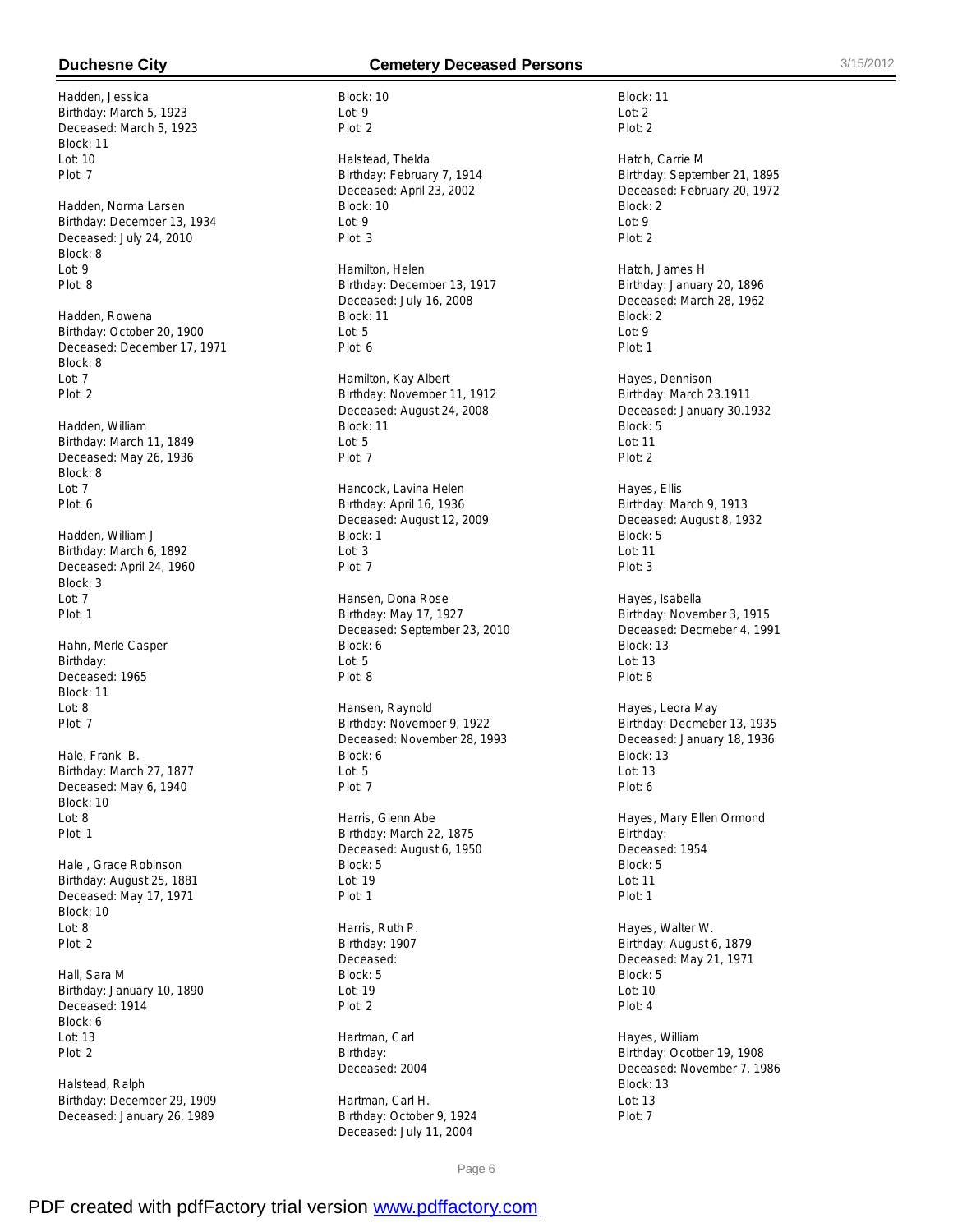Hadden, Jessica
Birthday: March 5, 1923
Deceased: March 5, 1923
Block: 11
Lot: 10
Plot: 7

Hadden, Norma Larsen
Birthday: December 13, 1934
Deceased: July 24, 2010
Block: 8
Lot: 9
Plot: 8

Hadden, Rowena
Birthday: October 20, 1900
Deceased: December 17, 1971
Block: 8
Lot: 7
Plot: 2

Hadden, William
Birthday: March 11, 1849
Deceased: May 26, 1936
Block: 8
Lot: 7
Plot: 6

Hadden, William J
Birthday: March 6, 1892
Deceased: April 24, 1960
Block: 3
Lot: 7
Plot: 1

Hahn, Merle Casper
Birthday:
Deceased: 1965
Block: 11
Lot: 8
Plot: 7

Hale, Frank B.
Birthday: March 27, 1877
Deceased: May 6, 1940
Block: 10
Lot: 8
Plot: 1

Hale , Grace Robinson
Birthday: August 25, 1881
Deceased: May 17, 1971
Block: 10
Lot: 8
Plot: 2

Hall, Sara M
Birthday: January 10, 1890
Deceased: 1914
Block: 6
Lot: 13
Plot: 2

Halstead, Ralph
Birthday: December 29, 1909
Deceased: January 26, 1989
Block: 10
Lot: 9
Plot: 2

Halstead, Thelda
Birthday: February 7, 1914
Deceased: April 23, 2002
Block: 10
Lot: 9
Plot: 3

Hamilton, Helen
Birthday: December 13, 1917
Deceased: July 16, 2008
Block: 11
Lot: 5
Plot: 6

Hamilton, Kay Albert
Birthday: November 11, 1912
Deceased: August 24, 2008
Block: 11
Lot: 5
Plot: 7

Hancock, Lavina Helen
Birthday: April 16, 1936
Deceased: August 12, 2009
Block: 1
Lot: 3
Plot: 7

Hansen, Dona Rose
Birthday: May 17, 1927
Deceased: September 23, 2010
Block: 6
Lot: 5
Plot: 8

Hansen, Raynold
Birthday: November 9, 1922
Deceased: November 28, 1993
Block: 6
Lot: 5
Plot: 7

Harris, Glenn Abe
Birthday: March 22, 1875
Deceased: August 6, 1950
Block: 5
Lot: 19
Plot: 1

Harris, Ruth P.
Birthday: 1907
Deceased:
Block: 5
Lot: 19
Plot: 2

Hartman, Carl
Birthday:
Deceased: 2004

Hartman, Carl H.
Birthday: October 9, 1924
Deceased: July 11, 2004
Block: 11
Lot: 2
Plot: 2

Hatch, Carrie M
Birthday: September 21, 1895
Deceased: February 20, 1972
Block: 2
Lot: 9
Plot: 2

Hatch, James H
Birthday: January 20, 1896
Deceased: March 28, 1962
Block: 2
Lot: 9
Plot: 1

Hayes, Dennison
Birthday: March 23.1911
Deceased: January 30.1932
Block: 5
Lot: 11
Plot: 2

Hayes, Ellis
Birthday: March 9, 1913
Deceased: August 8, 1932
Block: 5
Lot: 11
Plot: 3

Hayes, Isabella
Birthday: November 3, 1915
Deceased: Decmeber 4, 1991
Block: 13
Lot: 13
Plot: 8

Hayes, Leora May
Birthday: Decmeber 13, 1935
Deceased: January 18, 1936
Block: 13
Lot: 13
Plot: 6

Hayes, Mary Ellen Ormond
Birthday:
Deceased: 1954
Block: 5
Lot: 11
Plot: 1

Hayes, Walter W.
Birthday: August 6, 1879
Deceased: May 21, 1971
Block: 5
Lot: 10
Plot: 4

Hayes, William
Birthday: Ocotber 19, 1908
Deceased: November 7, 1986
Block: 13
Lot: 13
Plot: 7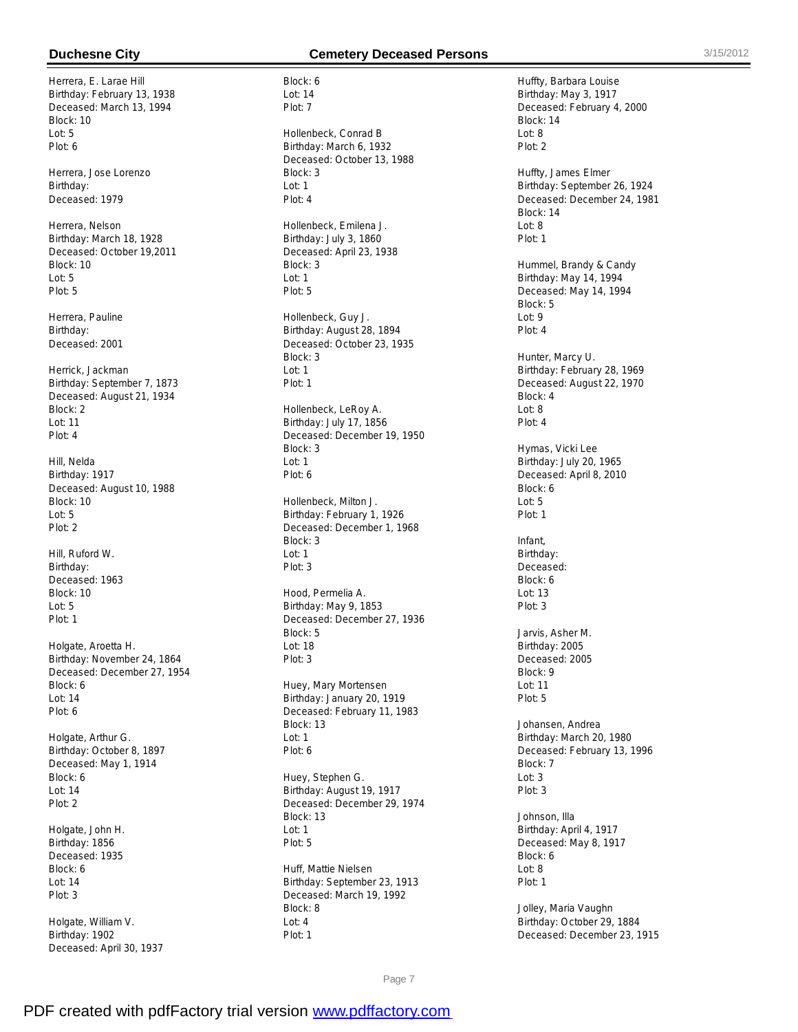Herrera, E. Larae Hill
Birthday: February 13, 1938
Deceased: March 13, 1994
Block: 10
Lot: 5
Plot: 6

Herrera, Jose Lorenzo
Birthday:
Deceased: 1979

Herrera, Nelson
Birthday: March 18, 1928
Deceased: October 19,2011
Block: 10
Lot: 5
Plot: 5

Herrera, Pauline
Birthday:
Deceased: 2001

Herrick, Jackman
Birthday: September 7, 1873
Deceased: August 21, 1934
Block: 2
Lot: 11
Plot: 4

Hill, Nelda
Birthday: 1917
Deceased: August 10, 1988
Block: 10
Lot: 5
Plot: 2

Hill, Ruford W.
Birthday:
Deceased: 1963
Block: 10
Lot: 5
Plot: 1

Holgate, Aroetta H.
Birthday: November 24, 1864
Deceased: December 27, 1954
Block: 6
Lot: 14
Plot: 6

Holgate, Arthur G.
Birthday: October 8, 1897
Deceased: May 1, 1914
Block: 6
Lot: 14
Plot: 2

Holgate, John H.
Birthday: 1856
Deceased: 1935
Block: 6
Lot: 14
Plot: 3

Holgate, William V.
Birthday: 1902
Deceased: April 30, 1937
Block: 6
Lot: 14
Plot: 7

Hollenbeck, Conrad B
Birthday: March 6, 1932
Deceased: October 13, 1988
Block: 3
Lot: 1
Plot: 4

Hollenbeck, Emilena J.
Birthday: July 3, 1860
Deceased: April 23, 1938
Block: 3
Lot: 1
Plot: 5

Hollenbeck, Guy J.
Birthday: August 28, 1894
Deceased: October 23, 1935
Block: 3
Lot: 1
Plot: 1

Hollenbeck, LeRoy A.
Birthday: July 17, 1856
Deceased: December 19, 1950
Block: 3
Lot: 1
Plot: 6

Hollenbeck, Milton J.
Birthday: February 1, 1926
Deceased: December 1, 1968
Block: 3
Lot: 1
Plot: 3

Hood, Permelia A.
Birthday: May 9, 1853
Deceased: December 27, 1936
Block: 5
Lot: 18
Plot: 3

Huey, Mary Mortensen
Birthday: January 20, 1919
Deceased: February 11, 1983
Block: 13
Lot: 1
Plot: 6

Huey, Stephen G.
Birthday: August 19, 1917
Deceased: December 29, 1974
Block: 13
Lot: 1
Plot: 5

Huff, Mattie Nielsen
Birthday: September 23, 1913
Deceased: March 19, 1992
Block: 8
Lot: 4
Plot: 1

Huffty, Barbara Louise
Birthday: May 3, 1917
Deceased: February 4, 2000
Block: 14
Lot: 8
Plot: 2

Huffty, James Elmer
Birthday: September 26, 1924
Deceased: December 24, 1981
Block: 14
Lot: 8
Plot: 1

Hummel, Brandy & Candy
Birthday: May 14, 1994
Deceased: May 14, 1994
Block: 5
Lot: 9
Plot: 4

Hunter, Marcy U.
Birthday: February 28, 1969
Deceased: August 22, 1970
Block: 4
Lot: 8
Plot: 4

Hymas, Vicki Lee
Birthday: July 20, 1965
Deceased: April 8, 2010
Block: 6
Lot: 5
Plot: 1

Infant,
Birthday:
Deceased:
Block: 6
Lot: 13
Plot: 3

Jarvis, Asher M.
Birthday: 2005
Deceased: 2005
Block: 9
Lot: 11
Plot: 5

Johansen, Andrea
Birthday: March 20, 1980
Deceased: February 13, 1996
Block: 7
Lot: 3
Plot: 3

Johnson, Illa
Birthday: April 4, 1917
Deceased: May 8, 1917
Block: 6
Lot: 8
Plot: 1

Jolley, Maria Vaughn
Birthday: October 29, 1884
Deceased: December 23, 1915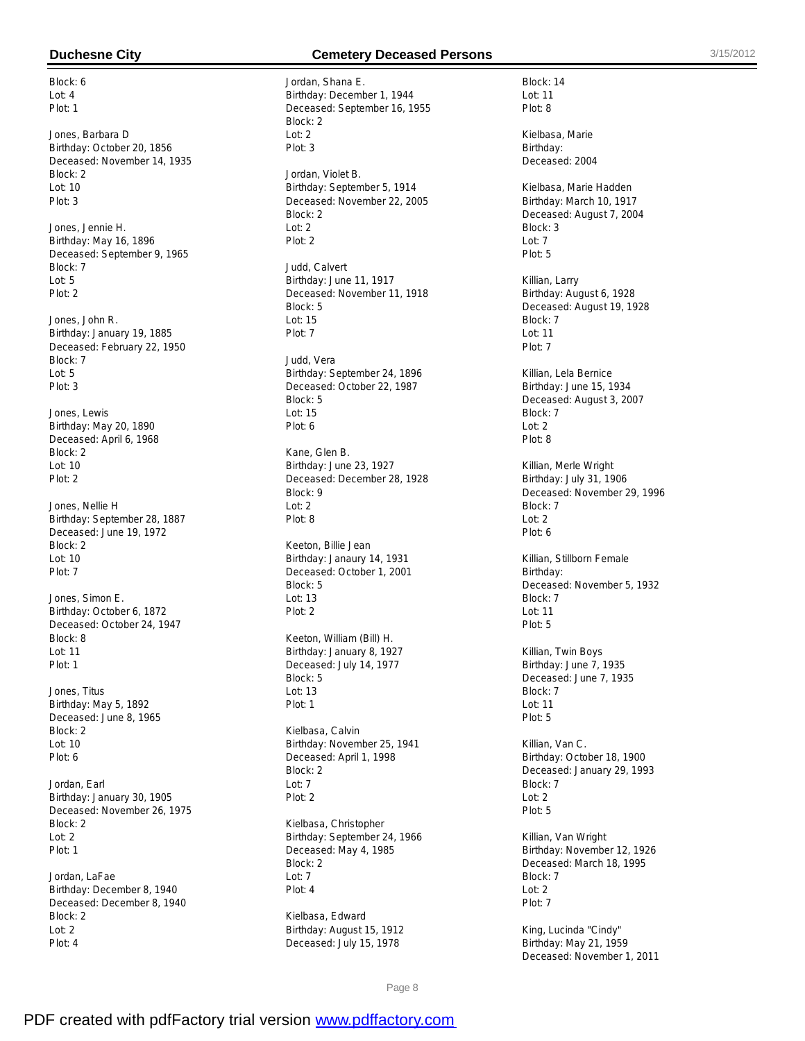Block: 6
Lot: 4
Plot: 1

Jones, Barbara D
Birthday: October 20, 1856
Deceased: November 14, 1935
Block: 2
Lot: 10
Plot: 3

Jones, Jennie H.
Birthday: May 16, 1896
Deceased: September 9, 1965
Block: 7
Lot: 5
Plot: 2

Jones, John R.
Birthday: January 19, 1885
Deceased: February 22, 1950
Block: 7
Lot: 5
Plot: 3

Jones, Lewis
Birthday: May 20, 1890
Deceased: April 6, 1968
Block: 2
Lot: 10
Plot: 2

Jones, Nellie H
Birthday: September 28, 1887
Deceased: June 19, 1972
Block: 2
Lot: 10
Plot: 7

Jones, Simon E.
Birthday: October 6, 1872
Deceased: October 24, 1947
Block: 8
Lot: 11
Plot: 1

Jones, Titus
Birthday: May 5, 1892
Deceased: June 8, 1965
Block: 2
Lot: 10
Plot: 6

Jordan, Earl
Birthday: January 30, 1905
Deceased: November 26, 1975
Block: 2
Lot: 2
Plot: 1

Jordan, LaFae
Birthday: December 8, 1940
Deceased: December 8, 1940
Block: 2
Lot: 2
Plot: 4

Jordan, Shana E.
Birthday: December 1, 1944
Deceased: September 16, 1955
Block: 2
Lot: 2
Plot: 3

Jordan, Violet B.
Birthday: September 5, 1914
Deceased: November 22, 2005
Block: 2
Lot: 2
Plot: 2

Judd, Calvert
Birthday: June 11, 1917
Deceased: November 11, 1918
Block: 5
Lot: 15
Plot: 7

Judd, Vera
Birthday: September 24, 1896
Deceased: October 22, 1987
Block: 5
Lot: 15
Plot: 6

Kane, Glen B.
Birthday: June 23, 1927
Deceased: December 28, 1928
Block: 9
Lot: 2
Plot: 8

Keeton, Billie Jean
Birthday: Janaury 14, 1931
Deceased: October 1, 2001
Block: 5
Lot: 13
Plot: 2

Keeton, William (Bill) H.
Birthday: January 8, 1927
Deceased: July 14, 1977
Block: 5
Lot: 13
Plot: 1

Kielbasa, Calvin
Birthday: November 25, 1941
Deceased: April 1, 1998
Block: 2
Lot: 7
Plot: 2

Kielbasa, Christopher
Birthday: September 24, 1966
Deceased: May 4, 1985
Block: 2
Lot: 7
Plot: 4

Kielbasa, Edward
Birthday: August 15, 1912
Deceased: July 15, 1978
Block: 14
Lot: 11
Plot: 8

Kielbasa, Marie
Birthday:
Deceased: 2004

Kielbasa, Marie Hadden
Birthday: March 10, 1917
Deceased: August 7, 2004
Block: 3
Lot: 7
Plot: 5

Killian, Larry
Birthday: August 6, 1928
Deceased: August 19, 1928
Block: 7
Lot: 11
Plot: 7

Killian, Lela Bernice
Birthday: June 15, 1934
Deceased: August 3, 2007
Block: 7
Lot: 2
Plot: 8

Killian, Merle Wright
Birthday: July 31, 1906
Deceased: November 29, 1996
Block: 7
Lot: 2
Plot: 6

Killian, Stillborn Female
Birthday:
Deceased: November 5, 1932
Block: 7
Lot: 11
Plot: 5

Killian, Twin Boys
Birthday: June 7, 1935
Deceased: June 7, 1935
Block: 7
Lot: 11
Plot: 5

Killian, Van C.
Birthday: October 18, 1900
Deceased: January 29, 1993
Block: 7
Lot: 2
Plot: 5

Killian, Van Wright
Birthday: November 12, 1926
Deceased: March 18, 1995
Block: 7
Lot: 2
Plot: 7

King, Lucinda "Cindy"
Birthday: May 21, 1959
Deceased: November 1, 2011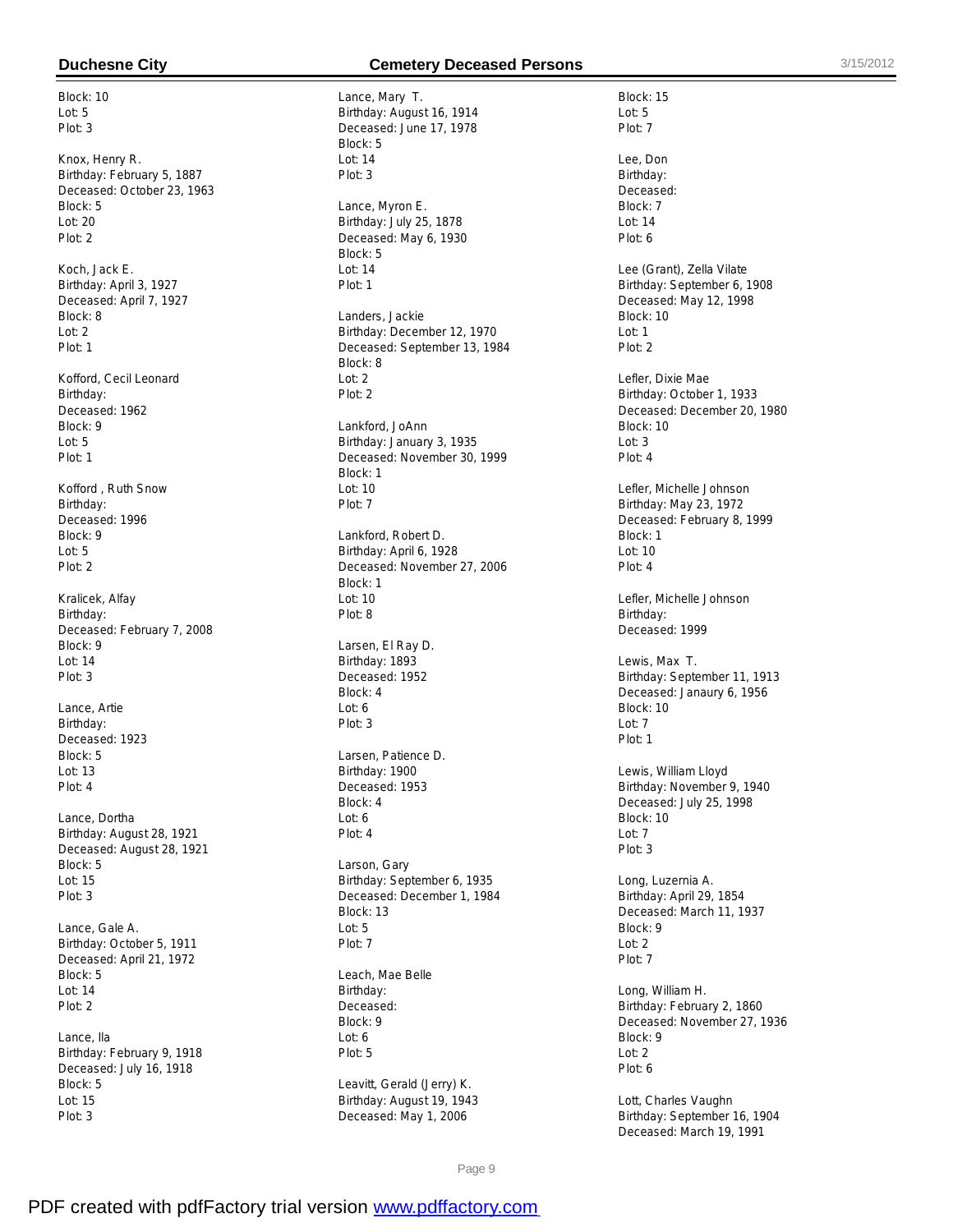Block: 10
Lot: 5
Plot: 3

Knox, Henry R.
Birthday: February 5, 1887
Deceased: October 23, 1963
Block: 5
Lot: 20
Plot: 2

Koch, Jack E.
Birthday: April 3, 1927
Deceased: April 7, 1927
Block: 8
Lot: 2
Plot: 1

Kofford, Cecil Leonard
Birthday:
Deceased: 1962
Block: 9
Lot: 5
Plot: 1

Kofford , Ruth Snow
Birthday:
Deceased: 1996
Block: 9
Lot: 5
Plot: 2

Kralicek, Alfay
Birthday:
Deceased: February 7, 2008
Block: 9
Lot: 14
Plot: 3

Lance, Artie
Birthday:
Deceased: 1923
Block: 5
Lot: 13
Plot: 4

Lance, Dortha
Birthday: August 28, 1921
Deceased: August 28, 1921
Block: 5
Lot: 15
Plot: 3

Lance, Gale A.
Birthday: October 5, 1911
Deceased: April 21, 1972
Block: 5
Lot: 14
Plot: 2

Lance, Ila
Birthday: February 9, 1918
Deceased: July 16, 1918
Block: 5
Lot: 15
Plot: 3

Lance, Mary T.
Birthday: August 16, 1914
Deceased: June 17, 1978
Block: 5
Lot: 14
Plot: 3

Lance, Myron E.
Birthday: July 25, 1878
Deceased: May 6, 1930
Block: 5
Lot: 14
Plot: 1

Landers, Jackie
Birthday: December 12, 1970
Deceased: September 13, 1984
Block: 8
Lot: 2
Plot: 2

Lankford, JoAnn
Birthday: January 3, 1935
Deceased: November 30, 1999
Block: 1
Lot: 10
Plot: 7

Lankford, Robert D.
Birthday: April 6, 1928
Deceased: November 27, 2006
Block: 1
Lot: 10
Plot: 8

Larsen, El Ray D.
Birthday: 1893
Deceased: 1952
Block: 4
Lot: 6
Plot: 3

Larsen, Patience D.
Birthday: 1900
Deceased: 1953
Block: 4
Lot: 6
Plot: 4

Larson, Gary
Birthday: September 6, 1935
Deceased: December 1, 1984
Block: 13
Lot: 5
Plot: 7

Leach, Mae Belle
Birthday:
Deceased:
Block: 9
Lot: 6
Plot: 5

Leavitt, Gerald (Jerry) K.
Birthday: August 19, 1943
Deceased: May 1, 2006
Block: 15
Lot: 5
Plot: 7

Lee, Don
Birthday:
Deceased:
Block: 7
Lot: 14
Plot: 6

Lee (Grant), Zella Vilate
Birthday: September 6, 1908
Deceased: May 12, 1998
Block: 10
Lot: 1
Plot: 2

Lefler, Dixie Mae
Birthday: October 1, 1933
Deceased: December 20, 1980
Block: 10
Lot: 3
Plot: 4

Lefler, Michelle Johnson
Birthday: May 23, 1972
Deceased: February 8, 1999
Block: 1
Lot: 10
Plot: 4

Lefler, Michelle Johnson
Birthday:
Deceased: 1999

Lewis, Max T.
Birthday: September 11, 1913
Deceased: Janaury 6, 1956
Block: 10
Lot: 7
Plot: 1

Lewis, William Lloyd
Birthday: November 9, 1940
Deceased: July 25, 1998
Block: 10
Lot: 7
Plot: 3

Long, Luzernia A.
Birthday: April 29, 1854
Deceased: March 11, 1937
Block: 9
Lot: 2
Plot: 7

Long, William H.
Birthday: February 2, 1860
Deceased: November 27, 1936
Block: 9
Lot: 2
Plot: 6

Lott, Charles Vaughn
Birthday: September 16, 1904
Deceased: March 19, 1991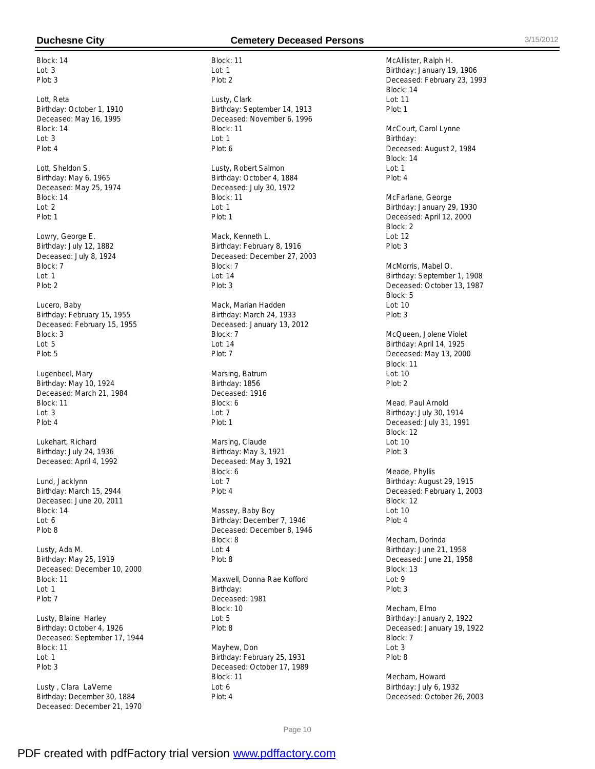Block: 14
Lot: 3
Plot: 3

Lott, Reta
Birthday: October 1, 1910
Deceased: May 16, 1995
Block: 14
Lot: 3
Plot: 4

Lott, Sheldon S.
Birthday: May 6, 1965
Deceased: May 25, 1974
Block: 14
Lot: 2
Plot: 1

Lowry, George E.
Birthday: July 12, 1882
Deceased: July 8, 1924
Block: 7
Lot: 1
Plot: 2

Lucero, Baby
Birthday: February 15, 1955
Deceased: February 15, 1955
Block: 3
Lot: 5
Plot: 5

Lugenbeel, Mary
Birthday: May 10, 1924
Deceased: March 21, 1984
Block: 11
Lot: 3
Plot: 4

Lukehart, Richard
Birthday: July 24, 1936
Deceased: April 4, 1992

Lund, Jacklynn
Birthday: March 15, 2944
Deceased: June 20, 2011
Block: 14
Lot: 6
Plot: 8

Lusty, Ada M.
Birthday: May 25, 1919
Deceased: December 10, 2000
Block: 11
Lot: 1
Plot: 7

Lusty, Blaine Harley
Birthday: October 4, 1926
Deceased: September 17, 1944
Block: 11
Lot: 1
Plot: 3

Lusty , Clara LaVerne
Birthday: December 30, 1884
Deceased: December 21, 1970
Block: 11
Lot: 1
Plot: 2

Lusty, Clark
Birthday: September 14, 1913
Deceased: November 6, 1996
Block: 11
Lot: 1
Plot: 6

Lusty, Robert Salmon
Birthday: October 4, 1884
Deceased: July 30, 1972
Block: 11
Lot: 1
Plot: 1

Mack, Kenneth L.
Birthday: February 8, 1916
Deceased: December 27, 2003
Block: 7
Lot: 14
Plot: 3

Mack, Marian Hadden
Birthday: March 24, 1933
Deceased: January 13, 2012
Block: 7
Lot: 14
Plot: 7

Marsing, Batrum
Birthday: 1856
Deceased: 1916
Block: 6
Lot: 7
Plot: 1

Marsing, Claude
Birthday: May 3, 1921
Deceased: May 3, 1921
Block: 6
Lot: 7
Plot: 4

Massey, Baby Boy
Birthday: December 7, 1946
Deceased: December 8, 1946
Block: 8
Lot: 4
Plot: 8

Maxwell, Donna Rae Kofford
Birthday:
Deceased: 1981
Block: 10
Lot: 5
Plot: 8

Mayhew, Don
Birthday: February 25, 1931
Deceased: October 17, 1989
Block: 11
Lot: 6
Plot: 4

McAllister, Ralph H.
Birthday: January 19, 1906
Deceased: February 23, 1993
Block: 14
Lot: 11
Plot: 1

McCourt, Carol Lynne
Birthday:
Deceased: August 2, 1984
Block: 14
Lot: 1
Plot: 4

McFarlane, George
Birthday: January 29, 1930
Deceased: April 12, 2000
Block: 2
Lot: 12
Plot: 3

McMorris, Mabel O.
Birthday: September 1, 1908
Deceased: October 13, 1987
Block: 5
Lot: 10
Plot: 3

McQueen, Jolene Violet
Birthday: April 14, 1925
Deceased: May 13, 2000
Block: 11
Lot: 10
Plot: 2

Mead, Paul Arnold
Birthday: July 30, 1914
Deceased: July 31, 1991
Block: 12
Lot: 10
Plot: 3

Meade, Phyllis
Birthday: August 29, 1915
Deceased: February 1, 2003
Block: 12
Lot: 10
Plot: 4

Mecham, Dorinda
Birthday: June 21, 1958
Deceased: June 21, 1958
Block: 13
Lot: 9
Plot: 3

Mecham, Elmo
Birthday: January 2, 1922
Deceased: January 19, 1922
Block: 7
Lot: 3
Plot: 8

Mecham, Howard
Birthday: July 6, 1932
Deceased: October 26, 2003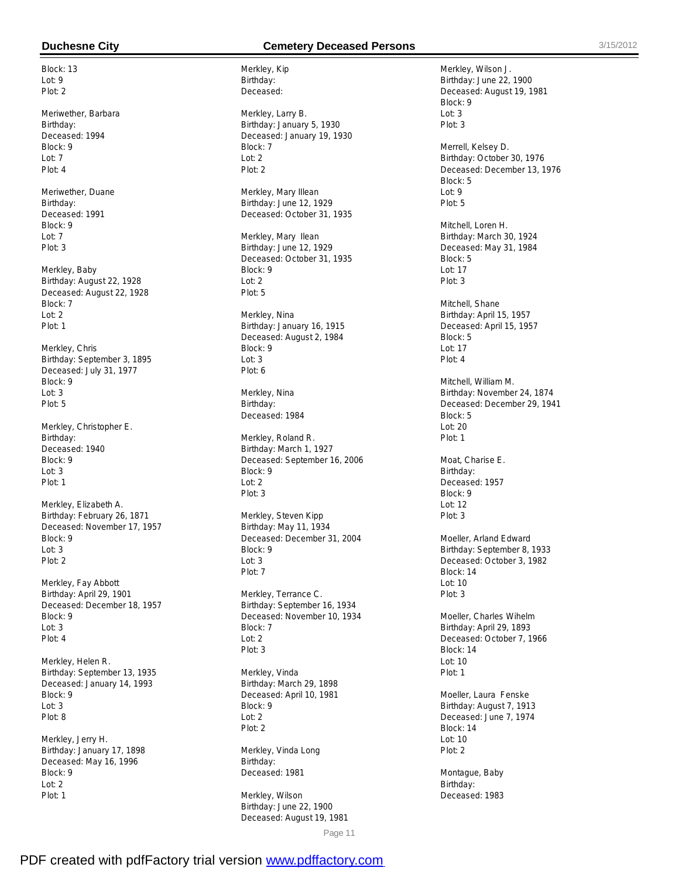Block: 13
Lot: 9
Plot: 2

Meriwether, Barbara
Birthday:
Deceased: 1994
Block: 9
Lot: 7
Plot: 4

Meriwether, Duane
Birthday:
Deceased: 1991
Block: 9
Lot: 7
Plot: 3

Merkley, Baby
Birthday: August 22, 1928
Deceased: August 22, 1928
Block: 7
Lot: 2
Plot: 1

Merkley, Chris
Birthday: September 3, 1895
Deceased: July 31, 1977
Block: 9
Lot: 3
Plot: 5

Merkley, Christopher E.
Birthday:
Deceased: 1940
Block: 9
Lot: 3
Plot: 1

Merkley, Elizabeth A.
Birthday: February 26, 1871
Deceased: November 17, 1957
Block: 9
Lot: 3
Plot: 2

Merkley, Fay Abbott
Birthday: April 29, 1901
Deceased: December 18, 1957
Block: 9
Lot: 3
Plot: 4

Merkley, Helen R.
Birthday: September 13, 1935
Deceased: January 14, 1993
Block: 9
Lot: 3
Plot: 8

Merkley, Jerry H.
Birthday: January 17, 1898
Deceased: May 16, 1996
Block: 9
Lot: 2
Plot: 1

Merkley, Kip
Birthday:
Deceased:

Merkley, Larry B.
Birthday: January 5, 1930
Deceased: January 19, 1930
Block: 7
Lot: 2
Plot: 2

Merkley, Mary Illean
Birthday: June 12, 1929
Deceased: October 31, 1935

Merkley, Mary Ilean
Birthday: June 12, 1929
Deceased: October 31, 1935
Block: 9
Lot: 2
Plot: 5

Merkley, Nina
Birthday: January 16, 1915
Deceased: August 2, 1984
Block: 9
Lot: 3
Plot: 6

Merkley, Nina
Birthday:
Deceased: 1984

Merkley, Roland R.
Birthday: March 1, 1927
Deceased: September 16, 2006
Block: 9
Lot: 2
Plot: 3

Merkley, Steven Kipp
Birthday: May 11, 1934
Deceased: December 31, 2004
Block: 9
Lot: 3
Plot: 7

Merkley, Terrance C.
Birthday: September 16, 1934
Deceased: November 10, 1934
Block: 7
Lot: 2
Plot: 3

Merkley, Vinda
Birthday: March 29, 1898
Deceased: April 10, 1981
Block: 9
Lot: 2
Plot: 2

Merkley, Vinda Long
Birthday:
Deceased: 1981

Merkley, Wilson
Birthday: June 22, 1900
Deceased: August 19, 1981

Merkley, Wilson J.
Birthday: June 22, 1900
Deceased: August 19, 1981
Block: 9
Lot: 3
Plot: 3

Merrell, Kelsey D.
Birthday: October 30, 1976
Deceased: December 13, 1976
Block: 5
Lot: 9
Plot: 5

Mitchell, Loren H.
Birthday: March 30, 1924
Deceased: May 31, 1984
Block: 5
Lot: 17
Plot: 3

Mitchell, Shane
Birthday: April 15, 1957
Deceased: April 15, 1957
Block: 5
Lot: 17
Plot: 4

Mitchell, William M.
Birthday: November 24, 1874
Deceased: December 29, 1941
Block: 5
Lot: 20
Plot: 1

Moat, Charise E.
Birthday:
Deceased: 1957
Block: 9
Lot: 12
Plot: 3

Moeller, Arland Edward
Birthday: September 8, 1933
Deceased: October 3, 1982
Block: 14
Lot: 10
Plot: 3

Moeller, Charles Wihelm
Birthday: April 29, 1893
Deceased: October 7, 1966
Block: 14
Lot: 10
Plot: 1

Moeller, Laura Fenske
Birthday: August 7, 1913
Deceased: June 7, 1974
Block: 14
Lot: 10
Plot: 2

Montague, Baby
Birthday:
Deceased: 1983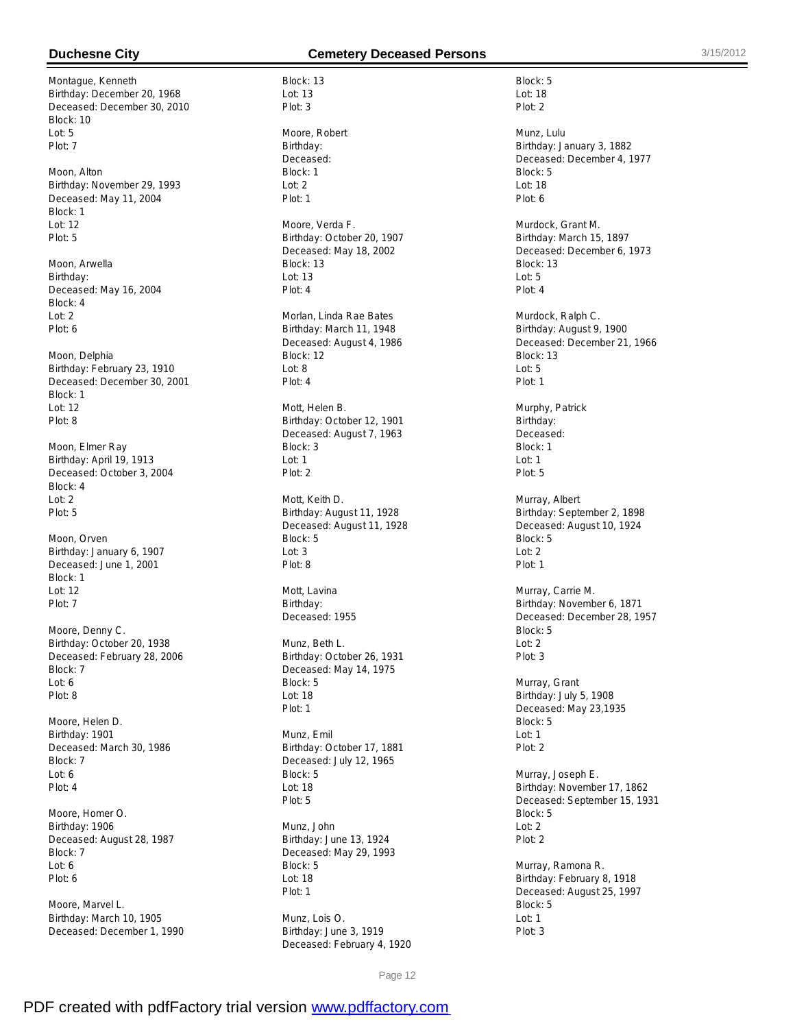Montague, Kenneth
Birthday: December 20, 1968
Deceased: December 30, 2010
Block: 10
Lot: 5
Plot: 7

Moon, Alton
Birthday: November 29, 1993
Deceased: May 11, 2004
Block: 1
Lot: 12
Plot: 5

Moon, Arwella
Birthday:
Deceased: May 16, 2004
Block: 4
Lot: 2
Plot: 6

Moon, Delphia
Birthday: February 23, 1910
Deceased: December 30, 2001
Block: 1
Lot: 12
Plot: 8

Moon, Elmer Ray
Birthday: April 19, 1913
Deceased: October 3, 2004
Block: 4
Lot: 2
Plot: 5

Moon, Orven
Birthday: January 6, 1907
Deceased: June 1, 2001
Block: 1
Lot: 12
Plot: 7

Moore, Denny C.
Birthday: October 20, 1938
Deceased: February 28, 2006
Block: 7
Lot: 6
Plot: 8

Moore, Helen D.
Birthday: 1901
Deceased: March 30, 1986
Block: 7
Lot: 6
Plot: 4

Moore, Homer O.
Birthday: 1906
Deceased: August 28, 1987
Block: 7
Lot: 6
Plot: 6

Moore, Marvel L.
Birthday: March 10, 1905
Deceased: December 1, 1990
Block: 13
Lot: 13
Plot: 3

Moore, Robert
Birthday:
Deceased:
Block: 1
Lot: 2
Plot: 1

Moore, Verda F.
Birthday: October 20, 1907
Deceased: May 18, 2002
Block: 13
Lot: 13
Plot: 4

Morlan, Linda Rae Bates
Birthday: March 11, 1948
Deceased: August 4, 1986
Block: 12
Lot: 8
Plot: 4

Mott, Helen B.
Birthday: October 12, 1901
Deceased: August 7, 1963
Block: 3
Lot: 1
Plot: 2

Mott, Keith D.
Birthday: August 11, 1928
Deceased: August 11, 1928
Block: 5
Lot: 3
Plot: 8

Mott, Lavina
Birthday:
Deceased: 1955

Munz, Beth L.
Birthday: October 26, 1931
Deceased: May 14, 1975
Block: 5
Lot: 18
Plot: 1

Munz, Emil
Birthday: October 17, 1881
Deceased: July 12, 1965
Block: 5
Lot: 18
Plot: 5

Munz, John
Birthday: June 13, 1924
Deceased: May 29, 1993
Block: 5
Lot: 18
Plot: 1

Munz, Lois O.
Birthday: June 3, 1919
Deceased: February 4, 1920
Block: 5
Lot: 18
Plot: 2

Munz, Lulu
Birthday: January 3, 1882
Deceased: December 4, 1977
Block: 5
Lot: 18
Plot: 6

Murdock, Grant M.
Birthday: March 15, 1897
Deceased: December 6, 1973
Block: 13
Lot: 5
Plot: 4

Murdock, Ralph C.
Birthday: August 9, 1900
Deceased: December 21, 1966
Block: 13
Lot: 5
Plot: 1

Murphy, Patrick
Birthday:
Deceased:
Block: 1
Lot: 1
Plot: 5

Murray, Albert
Birthday: September 2, 1898
Deceased: August 10, 1924
Block: 5
Lot: 2
Plot: 1

Murray, Carrie M.
Birthday: November 6, 1871
Deceased: December 28, 1957
Block: 5
Lot: 2
Plot: 3

Murray, Grant
Birthday: July 5, 1908
Deceased: May 23,1935
Block: 5
Lot: 1
Plot: 2

Murray, Joseph E.
Birthday: November 17, 1862
Deceased: September 15, 1931
Block: 5
Lot: 2
Plot: 2

Murray, Ramona R.
Birthday: February 8, 1918
Deceased: August 25, 1997
Block: 5
Lot: 1
Plot: 3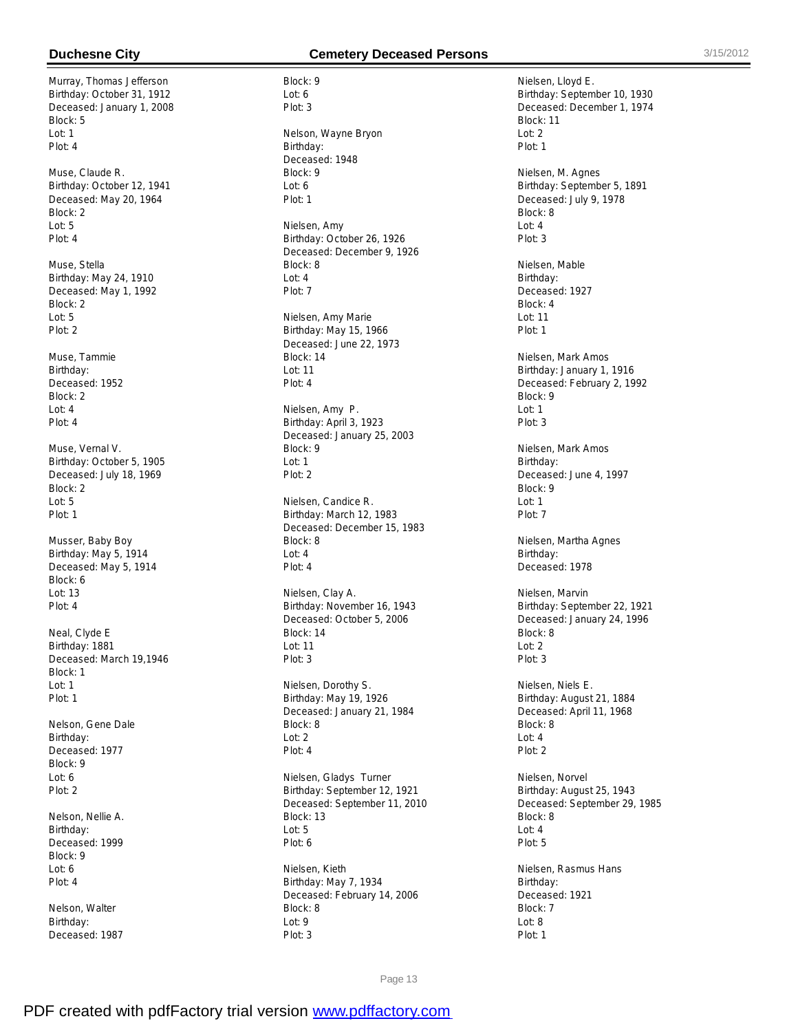Murray, Thomas Jefferson
Birthday: October 31, 1912
Deceased: January 1, 2008
Block: 5
Lot: 1
Plot: 4

Muse, Claude R.
Birthday: October 12, 1941
Deceased: May 20, 1964
Block: 2
Lot: 5
Plot: 4

Muse, Stella
Birthday: May 24, 1910
Deceased: May 1, 1992
Block: 2
Lot: 5
Plot: 2

Muse, Tammie
Birthday:
Deceased: 1952
Block: 2
Lot: 4
Plot: 4

Muse, Vernal V.
Birthday: October 5, 1905
Deceased: July 18, 1969
Block: 2
Lot: 5
Plot: 1

Musser, Baby Boy
Birthday: May 5, 1914
Deceased: May 5, 1914
Block: 6
Lot: 13
Plot: 4

Neal, Clyde E
Birthday: 1881
Deceased: March 19,1946
Block: 1
Lot: 1
Plot: 1

Nelson, Gene Dale
Birthday:
Deceased: 1977
Block: 9
Lot: 6
Plot: 2

Nelson, Nellie A.
Birthday:
Deceased: 1999
Block: 9
Lot: 6
Plot: 4

Nelson, Walter
Birthday:
Deceased: 1987
Block: 9
Lot: 6
Plot: 3

Nelson, Wayne Bryon
Birthday:
Deceased: 1948
Block: 9
Lot: 6
Plot: 1

Nielsen, Amy
Birthday: October 26, 1926
Deceased: December 9, 1926
Block: 8
Lot: 4
Plot: 7

Nielsen, Amy Marie
Birthday: May 15, 1966
Deceased: June 22, 1973
Block: 14
Lot: 11
Plot: 4

Nielsen, Amy P.
Birthday: April 3, 1923
Deceased: January 25, 2003
Block: 9
Lot: 1
Plot: 2

Nielsen, Candice R.
Birthday: March 12, 1983
Deceased: December 15, 1983
Block: 8
Lot: 4
Plot: 4

Nielsen, Clay A.
Birthday: November 16, 1943
Deceased: October 5, 2006
Block: 14
Lot: 11
Plot: 3

Nielsen, Dorothy S.
Birthday: May 19, 1926
Deceased: January 21, 1984
Block: 8
Lot: 2
Plot: 4

Nielsen, Gladys Turner
Birthday: September 12, 1921
Deceased: September 11, 2010
Block: 13
Lot: 5
Plot: 6

Nielsen, Kieth
Birthday: May 7, 1934
Deceased: February 14, 2006
Block: 8
Lot: 9
Plot: 3

Nielsen, Lloyd E.
Birthday: September 10, 1930
Deceased: December 1, 1974
Block: 11
Lot: 2
Plot: 1

Nielsen, M. Agnes
Birthday: September 5, 1891
Deceased: July 9, 1978
Block: 8
Lot: 4
Plot: 3

Nielsen, Mable
Birthday:
Deceased: 1927
Block: 4
Lot: 11
Plot: 1

Nielsen, Mark Amos
Birthday: January 1, 1916
Deceased: February 2, 1992
Block: 9
Lot: 1
Plot: 3

Nielsen, Mark Amos
Birthday:
Deceased: June 4, 1997
Block: 9
Lot: 1
Plot: 7

Nielsen, Martha Agnes
Birthday:
Deceased: 1978

Nielsen, Marvin
Birthday: September 22, 1921
Deceased: January 24, 1996
Block: 8
Lot: 2
Plot: 3

Nielsen, Niels E.
Birthday: August 21, 1884
Deceased: April 11, 1968
Block: 8
Lot: 4
Plot: 2

Nielsen, Norvel
Birthday: August 25, 1943
Deceased: September 29, 1985
Block: 8
Lot: 4
Plot: 5

Nielsen, Rasmus Hans
Birthday:
Deceased: 1921
Block: 7
Lot: 8
Plot: 1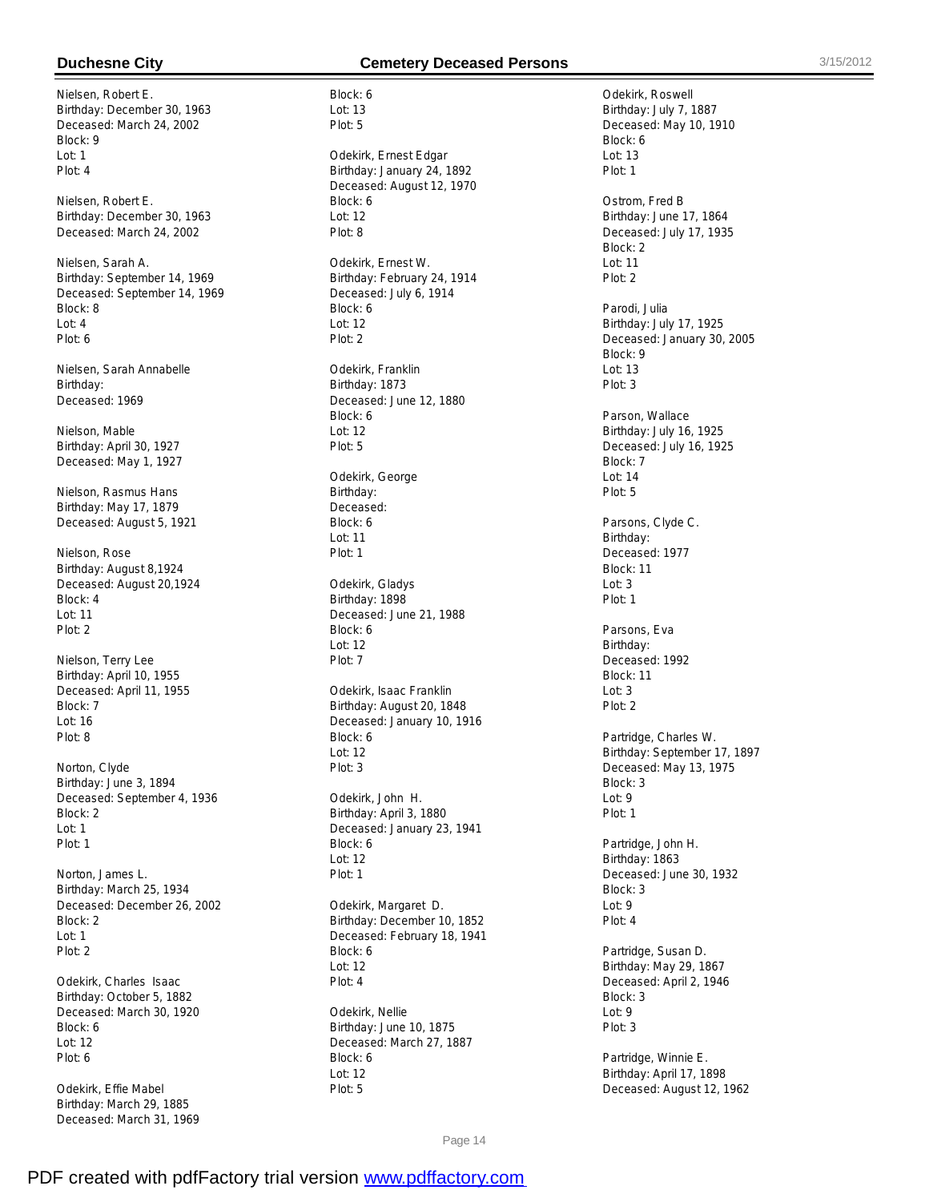Nielsen, Robert E.
Birthday: December 30, 1963
Deceased: March 24, 2002
Block: 9
Lot: 1
Plot: 4

Nielsen, Robert E.
Birthday: December 30, 1963
Deceased: March 24, 2002

Nielsen, Sarah A.
Birthday: September 14, 1969
Deceased: September 14, 1969
Block: 8
Lot: 4
Plot: 6

Nielsen, Sarah Annabelle
Birthday:
Deceased: 1969

Nielson, Mable
Birthday: April 30, 1927
Deceased: May 1, 1927

Nielson, Rasmus Hans
Birthday: May 17, 1879
Deceased: August 5, 1921

Nielson, Rose
Birthday: August 8,1924
Deceased: August 20,1924
Block: 4
Lot: 11
Plot: 2

Nielson, Terry Lee
Birthday: April 10, 1955
Deceased: April 11, 1955
Block: 7
Lot: 16
Plot: 8

Norton, Clyde
Birthday: June 3, 1894
Deceased: September 4, 1936
Block: 2
Lot: 1
Plot: 1

Norton, James L.
Birthday: March 25, 1934
Deceased: December 26, 2002
Block: 2
Lot: 1
Plot: 2

Odekirk, Charles Isaac
Birthday: October 5, 1882
Deceased: March 30, 1920
Block: 6
Lot: 12
Plot: 6

Odekirk, Effie Mabel
Birthday: March 29, 1885
Deceased: March 31, 1969
Block: 6
Lot: 13
Plot: 5

Odekirk, Ernest Edgar
Birthday: January 24, 1892
Deceased: August 12, 1970
Block: 6
Lot: 12
Plot: 8

Odekirk, Ernest W.
Birthday: February 24, 1914
Deceased: July 6, 1914
Block: 6
Lot: 12
Plot: 2

Odekirk, Franklin
Birthday: 1873
Deceased: June 12, 1880
Block: 6
Lot: 12
Plot: 5

Odekirk, George
Birthday:
Deceased:
Block: 6
Lot: 11
Plot: 1

Odekirk, Gladys
Birthday: 1898
Deceased: June 21, 1988
Block: 6
Lot: 12
Plot: 7

Odekirk, Isaac Franklin
Birthday: August 20, 1848
Deceased: January 10, 1916
Block: 6
Lot: 12
Plot: 3

Odekirk, John H.
Birthday: April 3, 1880
Deceased: January 23, 1941
Block: 6
Lot: 12
Plot: 1

Odekirk, Margaret D.
Birthday: December 10, 1852
Deceased: February 18, 1941
Block: 6
Lot: 12
Plot: 4

Odekirk, Nellie
Birthday: June 10, 1875
Deceased: March 27, 1887
Block: 6
Lot: 12
Plot: 5

Odekirk, Roswell
Birthday: July 7, 1887
Deceased: May 10, 1910
Block: 6
Lot: 13
Plot: 1

Ostrom, Fred B
Birthday: June 17, 1864
Deceased: July 17, 1935
Block: 2
Lot: 11
Plot: 2

Parodi, Julia
Birthday: July 17, 1925
Deceased: January 30, 2005
Block: 9
Lot: 13
Plot: 3

Parson, Wallace
Birthday: July 16, 1925
Deceased: July 16, 1925
Block: 7
Lot: 14
Plot: 5

Parsons, Clyde C.
Birthday:
Deceased: 1977
Block: 11
Lot: 3
Plot: 1

Parsons, Eva
Birthday:
Deceased: 1992
Block: 11
Lot: 3
Plot: 2

Partridge, Charles W.
Birthday: September 17, 1897
Deceased: May 13, 1975
Block: 3
Lot: 9
Plot: 1

Partridge, John H.
Birthday: 1863
Deceased: June 30, 1932
Block: 3
Lot: 9
Plot: 4

Partridge, Susan D.
Birthday: May 29, 1867
Deceased: April 2, 1946
Block: 3
Lot: 9
Plot: 3

Partridge, Winnie E.
Birthday: April 17, 1898
Deceased: August 12, 1962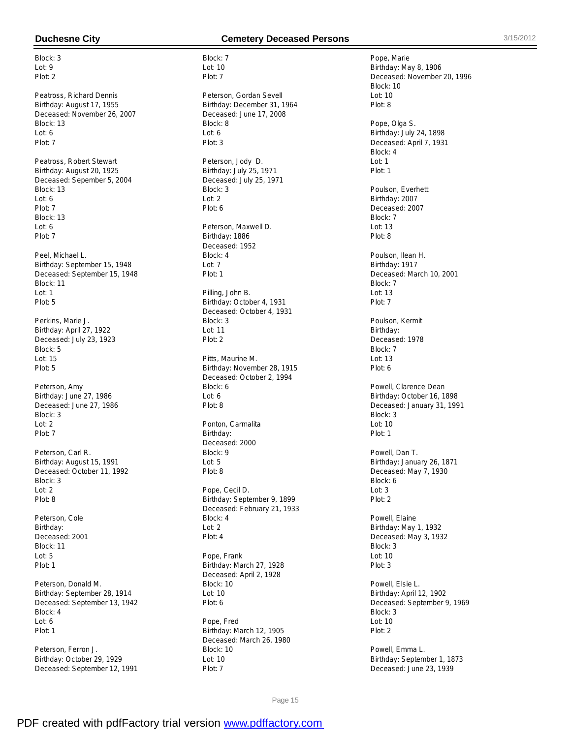Block: 3
Lot: 9
Plot: 2

Peatross, Richard Dennis
Birthday: August 17, 1955
Deceased: November 26, 2007
Block: 13
Lot: 6
Plot: 7

Peatross, Robert Stewart
Birthday: August 20, 1925
Deceased: Sepember 5, 2004
Block: 13
Lot: 6
Plot: 7
Block: 13
Lot: 6
Plot: 7

Peel, Michael L.
Birthday: September 15, 1948
Deceased: September 15, 1948
Block: 11
Lot: 1
Plot: 5

Perkins, Marie J.
Birthday: April 27, 1922
Deceased: July 23, 1923
Block: 5
Lot: 15
Plot: 5

Peterson, Amy
Birthday: June 27, 1986
Deceased: June 27, 1986
Block: 3
Lot: 2
Plot: 7

Peterson, Carl R.
Birthday: August 15, 1991
Deceased: October 11, 1992
Block: 3
Lot: 2
Plot: 8

Peterson, Cole
Birthday:
Deceased: 2001
Block: 11
Lot: 5
Plot: 1

Peterson, Donald M.
Birthday: September 28, 1914
Deceased: September 13, 1942
Block: 4
Lot: 6
Plot: 1

Peterson, Ferron J.
Birthday: October 29, 1929
Deceased: September 12, 1991
Block: 7
Lot: 10
Plot: 7

Peterson, Gordan Sevell
Birthday: December 31, 1964
Deceased: June 17, 2008
Block: 8
Lot: 6
Plot: 3

Peterson, Jody D.
Birthday: July 25, 1971
Deceased: July 25, 1971
Block: 3
Lot: 2
Plot: 6

Peterson, Maxwell D.
Birthday: 1886
Deceased: 1952
Block: 4
Lot: 7
Plot: 1

Pilling, John B.
Birthday: October 4, 1931
Deceased: October 4, 1931
Block: 3
Lot: 11
Plot: 2

Pitts, Maurine M.
Birthday: November 28, 1915
Deceased: October 2, 1994
Block: 6
Lot: 6
Plot: 8

Ponton, Carmalita
Birthday:
Deceased: 2000
Block: 9
Lot: 5
Plot: 8

Pope, Cecil D.
Birthday: September 9, 1899
Deceased: February 21, 1933
Block: 4
Lot: 2
Plot: 4

Pope, Frank
Birthday: March 27, 1928
Deceased: April 2, 1928
Block: 10
Lot: 10
Plot: 6

Pope, Fred
Birthday: March 12, 1905
Deceased: March 26, 1980
Block: 10
Lot: 10
Plot: 7

Pope, Marie
Birthday: May 8, 1906
Deceased: November 20, 1996
Block: 10
Lot: 10
Plot: 8

Pope, Olga S.
Birthday: July 24, 1898
Deceased: April 7, 1931
Block: 4
Lot: 1
Plot: 1

Poulson, Everhett
Birthday: 2007
Deceased: 2007
Block: 7
Lot: 13
Plot: 8

Poulson, Ilean H.
Birthday: 1917
Deceased: March 10, 2001
Block: 7
Lot: 13
Plot: 7

Poulson, Kermit
Birthday:
Deceased: 1978
Block: 7
Lot: 13
Plot: 6

Powell, Clarence Dean
Birthday: October 16, 1898
Deceased: January 31, 1991
Block: 3
Lot: 10
Plot: 1

Powell, Dan T.
Birthday: January 26, 1871
Deceased: May 7, 1930
Block: 6
Lot: 3
Plot: 2

Powell, Elaine
Birthday: May 1, 1932
Deceased: May 3, 1932
Block: 3
Lot: 10
Plot: 3

Powell, Elsie L.
Birthday: April 12, 1902
Deceased: September 9, 1969
Block: 3
Lot: 10
Plot: 2

Powell, Emma L.
Birthday: September 1, 1873
Deceased: June 23, 1939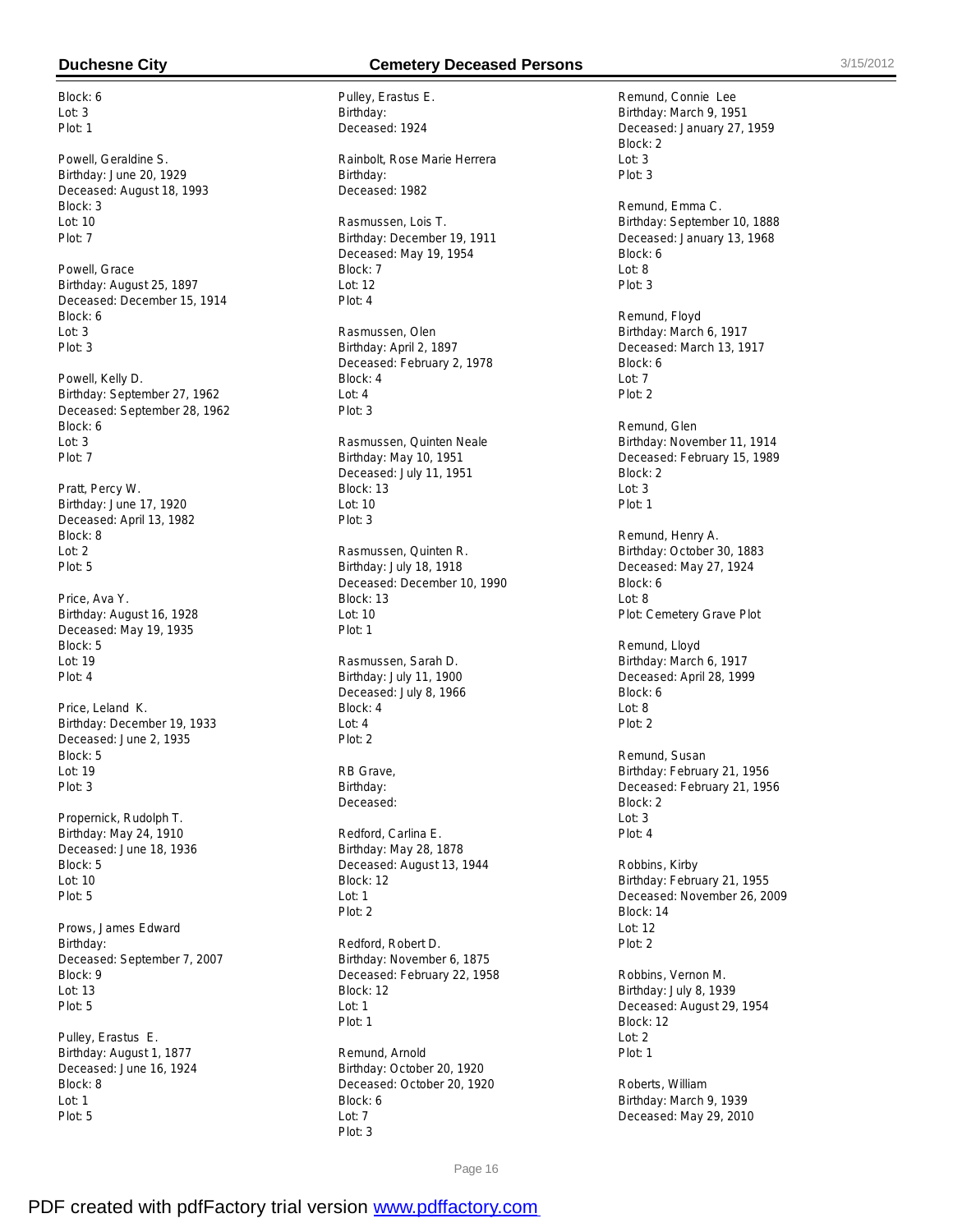Block: 6
Lot: 3
Plot: 1

Powell, Geraldine S.
Birthday: June 20, 1929
Deceased: August 18, 1993
Block: 3
Lot: 10
Plot: 7

Powell, Grace
Birthday: August 25, 1897
Deceased: December 15, 1914
Block: 6
Lot: 3
Plot: 3

Powell, Kelly D.
Birthday: September 27, 1962
Deceased: September 28, 1962
Block: 6
Lot: 3
Plot: 7

Pratt, Percy W.
Birthday: June 17, 1920
Deceased: April 13, 1982
Block: 8
Lot: 2
Plot: 5

Price, Ava Y.
Birthday: August 16, 1928
Deceased: May 19, 1935
Block: 5
Lot: 19
Plot: 4

Price, Leland K.
Birthday: December 19, 1933
Deceased: June 2, 1935
Block: 5
Lot: 19
Plot: 3

Propernick, Rudolph T.
Birthday: May 24, 1910
Deceased: June 18, 1936
Block: 5
Lot: 10
Plot: 5

Prows, James Edward
Birthday:
Deceased: September 7, 2007
Block: 9
Lot: 13
Plot: 5

Pulley, Erastus E.
Birthday: August 1, 1877
Deceased: June 16, 1924
Block: 8
Lot: 1
Plot: 5

Pulley, Erastus E.
Birthday:
Deceased: 1924

Rainbolt, Rose Marie Herrera
Birthday:
Deceased: 1982

Rasmussen, Lois T.
Birthday: December 19, 1911
Deceased: May 19, 1954
Block: 7
Lot: 12
Plot: 4

Rasmussen, Olen
Birthday: April 2, 1897
Deceased: February 2, 1978
Block: 4
Lot: 4
Plot: 3

Rasmussen, Quinten Neale
Birthday: May 10, 1951
Deceased: July 11, 1951
Block: 13
Lot: 10
Plot: 3

Rasmussen, Quinten R.
Birthday: July 18, 1918
Deceased: December 10, 1990
Block: 13
Lot: 10
Plot: 1

Rasmussen, Sarah D.
Birthday: July 11, 1900
Deceased: July 8, 1966
Block: 4
Lot: 4
Plot: 2

RB Grave,
Birthday:
Deceased:

Redford, Carlina E.
Birthday: May 28, 1878
Deceased: August 13, 1944
Block: 12
Lot: 1
Plot: 2

Redford, Robert D.
Birthday: November 6, 1875
Deceased: February 22, 1958
Block: 12
Lot: 1
Plot: 1

Remund, Arnold
Birthday: October 20, 1920
Deceased: October 20, 1920
Block: 6
Lot: 7
Plot: 3

Remund, Connie Lee
Birthday: March 9, 1951
Deceased: January 27, 1959
Block: 2
Lot: 3
Plot: 3

Remund, Emma C.
Birthday: September 10, 1888
Deceased: January 13, 1968
Block: 6
Lot: 8
Plot: 3

Remund, Floyd
Birthday: March 6, 1917
Deceased: March 13, 1917
Block: 6
Lot: 7
Plot: 2

Remund, Glen
Birthday: November 11, 1914
Deceased: February 15, 1989
Block: 2
Lot: 3
Plot: 1

Remund, Henry A.
Birthday: October 30, 1883
Deceased: May 27, 1924
Block: 6
Lot: 8
Plot: Cemetery Grave Plot

Remund, Lloyd
Birthday: March 6, 1917
Deceased: April 28, 1999
Block: 6
Lot: 8
Plot: 2

Remund, Susan
Birthday: February 21, 1956
Deceased: February 21, 1956
Block: 2
Lot: 3
Plot: 4

Robbins, Kirby
Birthday: February 21, 1955
Deceased: November 26, 2009
Block: 14
Lot: 12
Plot: 2

Robbins, Vernon M.
Birthday: July 8, 1939
Deceased: August 29, 1954
Block: 12
Lot: 2
Plot: 1

Roberts, William
Birthday: March 9, 1939
Deceased: May 29, 2010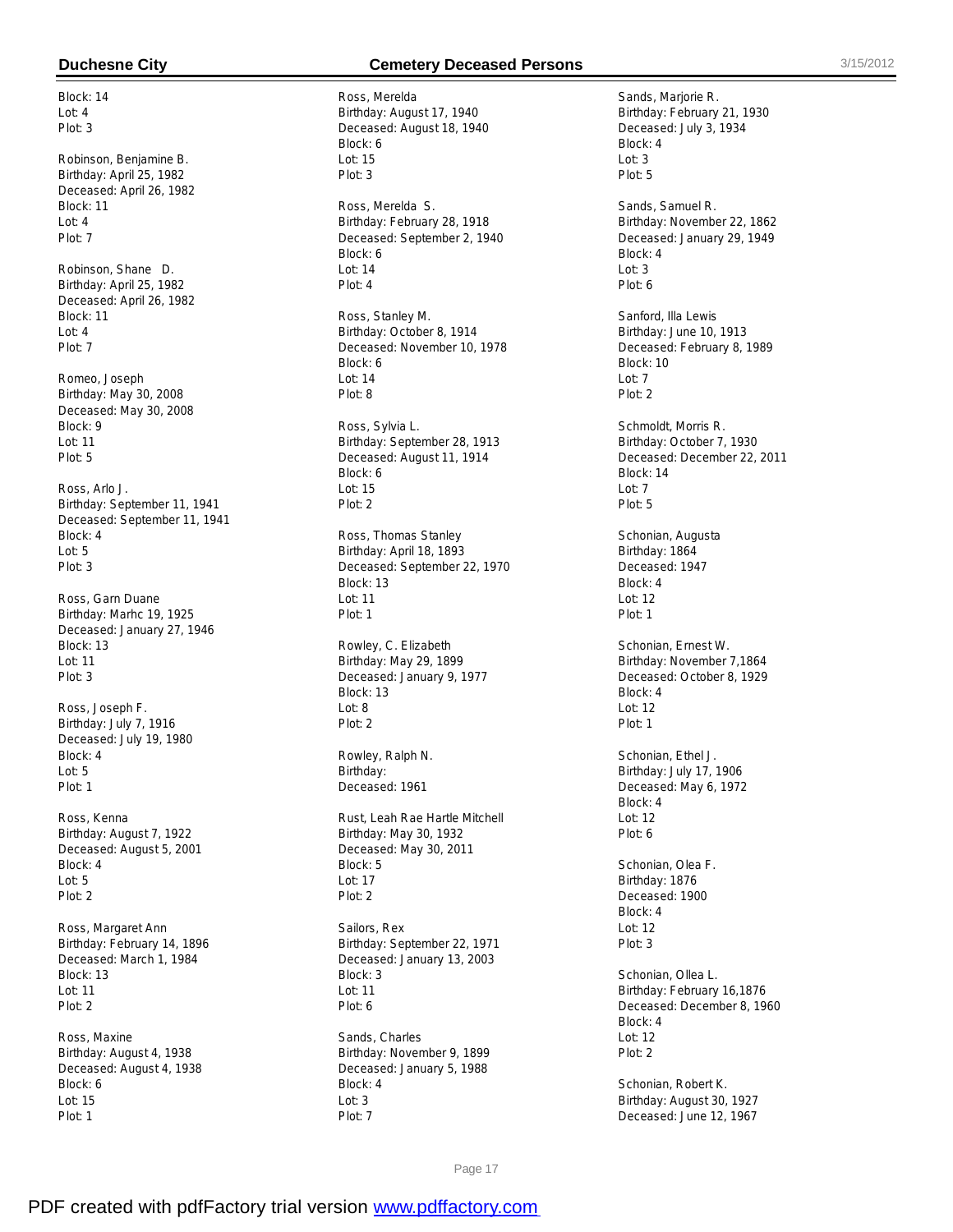Block: 14
Lot: 4
Plot: 3

Robinson, Benjamine B.
Birthday: April 25, 1982
Deceased: April 26, 1982
Block: 11
Lot: 4
Plot: 7

Robinson, Shane D.
Birthday: April 25, 1982
Deceased: April 26, 1982
Block: 11
Lot: 4
Plot: 7

Romeo, Joseph
Birthday: May 30, 2008
Deceased: May 30, 2008
Block: 9
Lot: 11
Plot: 5

Ross, Arlo J.
Birthday: September 11, 1941
Deceased: September 11, 1941
Block: 4
Lot: 5
Plot: 3

Ross, Garn Duane
Birthday: Marhc 19, 1925
Deceased: January 27, 1946
Block: 13
Lot: 11
Plot: 3

Ross, Joseph F.
Birthday: July 7, 1916
Deceased: July 19, 1980
Block: 4
Lot: 5
Plot: 1

Ross, Kenna
Birthday: August 7, 1922
Deceased: August 5, 2001
Block: 4
Lot: 5
Plot: 2

Ross, Margaret Ann
Birthday: February 14, 1896
Deceased: March 1, 1984
Block: 13
Lot: 11
Plot: 2

Ross, Maxine
Birthday: August 4, 1938
Deceased: August 4, 1938
Block: 6
Lot: 15
Plot: 1

Ross, Merelda
Birthday: August 17, 1940
Deceased: August 18, 1940
Block: 6
Lot: 15
Plot: 3

Ross, Merelda S.
Birthday: February 28, 1918
Deceased: September 2, 1940
Block: 6
Lot: 14
Plot: 4

Ross, Stanley M.
Birthday: October 8, 1914
Deceased: November 10, 1978
Block: 6
Lot: 14
Plot: 8

Ross, Sylvia L.
Birthday: September 28, 1913
Deceased: August 11, 1914
Block: 6
Lot: 15
Plot: 2

Ross, Thomas Stanley
Birthday: April 18, 1893
Deceased: September 22, 1970
Block: 13
Lot: 11
Plot: 1

Rowley, C. Elizabeth
Birthday: May 29, 1899
Deceased: January 9, 1977
Block: 13
Lot: 8
Plot: 2

Rowley, Ralph N.
Birthday:
Deceased: 1961

Rust, Leah Rae Hartle Mitchell
Birthday: May 30, 1932
Deceased: May 30, 2011
Block: 5
Lot: 17
Plot: 2

Sailors, Rex
Birthday: September 22, 1971
Deceased: January 13, 2003
Block: 3
Lot: 11
Plot: 6

Sands, Charles
Birthday: November 9, 1899
Deceased: January 5, 1988
Block: 4
Lot: 3
Plot: 7

Sands, Marjorie R.
Birthday: February 21, 1930
Deceased: July 3, 1934
Block: 4
Lot: 3
Plot: 5

Sands, Samuel R.
Birthday: November 22, 1862
Deceased: January 29, 1949
Block: 4
Lot: 3
Plot: 6

Sanford, Illa Lewis
Birthday: June 10, 1913
Deceased: February 8, 1989
Block: 10
Lot: 7
Plot: 2

Schmoldt, Morris R.
Birthday: October 7, 1930
Deceased: December 22, 2011
Block: 14
Lot: 7
Plot: 5

Schonian, Augusta
Birthday: 1864
Deceased: 1947
Block: 4
Lot: 12
Plot: 1

Schonian, Ernest W.
Birthday: November 7,1864
Deceased: October 8, 1929
Block: 4
Lot: 12
Plot: 1

Schonian, Ethel J.
Birthday: July 17, 1906
Deceased: May 6, 1972
Block: 4
Lot: 12
Plot: 6

Schonian, Olea F.
Birthday: 1876
Deceased: 1900
Block: 4
Lot: 12
Plot: 3

Schonian, Ollea L.
Birthday: February 16,1876
Deceased: December 8, 1960
Block: 4
Lot: 12
Plot: 2

Schonian, Robert K.
Birthday: August 30, 1927
Deceased: June 12, 1967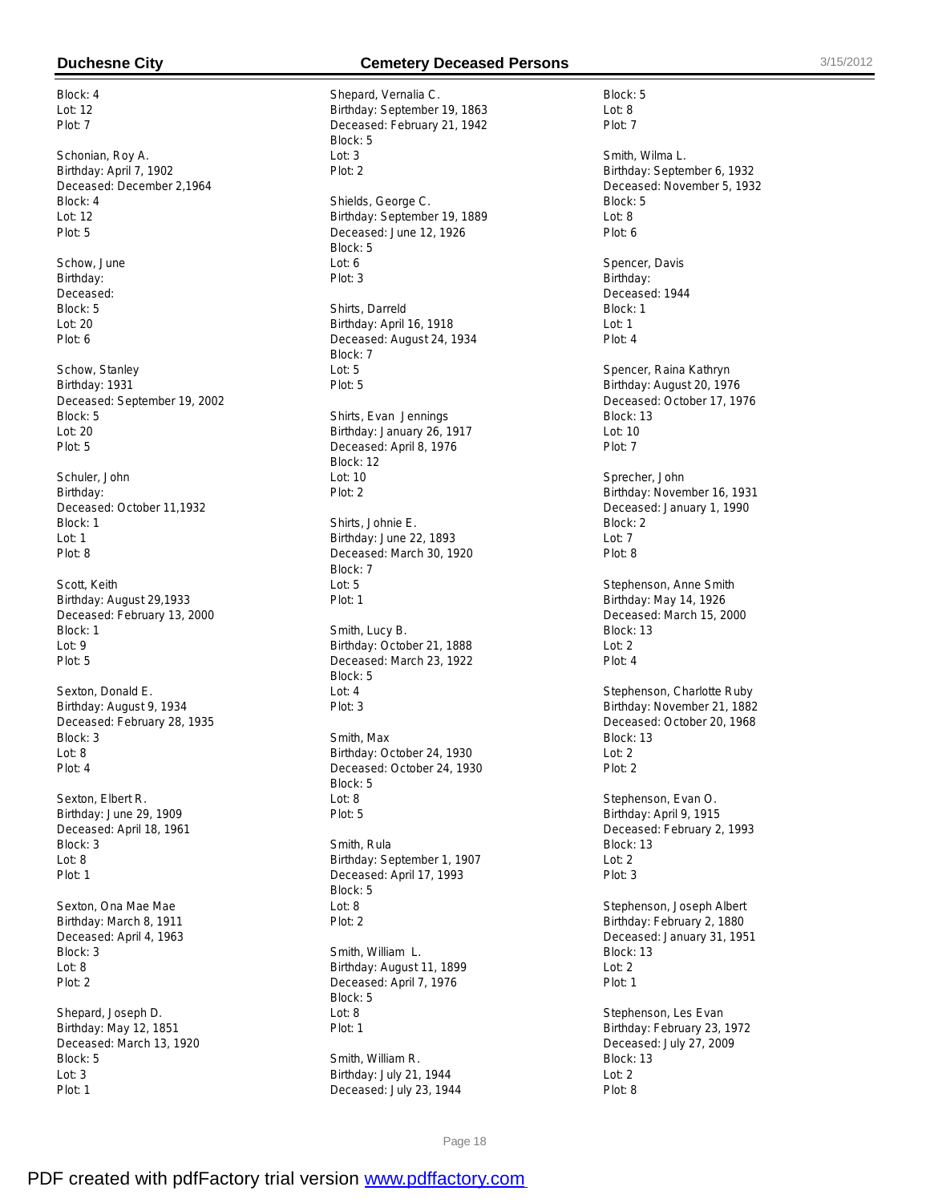Block: 4
Lot: 12
Plot: 7

Schonian, Roy A.
Birthday: April 7, 1902
Deceased: December 2,1964
Block: 4
Lot: 12
Plot: 5

Schow, June
Birthday:
Deceased:
Block: 5
Lot: 20
Plot: 6

Schow, Stanley
Birthday: 1931
Deceased: September 19, 2002
Block: 5
Lot: 20
Plot: 5

Schuler, John
Birthday:
Deceased: October 11,1932
Block: 1
Lot: 1
Plot: 8

Scott, Keith
Birthday: August 29,1933
Deceased: February 13, 2000
Block: 1
Lot: 9
Plot: 5

Sexton, Donald E.
Birthday: August 9, 1934
Deceased: February 28, 1935
Block: 3
Lot: 8
Plot: 4

Sexton, Elbert R.
Birthday: June 29, 1909
Deceased: April 18, 1961
Block: 3
Lot: 8
Plot: 1

Sexton, Ona Mae Mae
Birthday: March 8, 1911
Deceased: April 4, 1963
Block: 3
Lot: 8
Plot: 2

Shepard, Joseph D.
Birthday: May 12, 1851
Deceased: March 13, 1920
Block: 5
Lot: 3
Plot: 1

Shepard, Vernalia C.
Birthday: September 19, 1863
Deceased: February 21, 1942
Block: 5
Lot: 3
Plot: 2

Shields, George C.
Birthday: September 19, 1889
Deceased: June 12, 1926
Block: 5
Lot: 6
Plot: 3

Shirts, Darreld
Birthday: April 16, 1918
Deceased: August 24, 1934
Block: 7
Lot: 5
Plot: 5

Shirts, Evan Jennings
Birthday: January 26, 1917
Deceased: April 8, 1976
Block: 12
Lot: 10
Plot: 2

Shirts, Johnie E.
Birthday: June 22, 1893
Deceased: March 30, 1920
Block: 7
Lot: 5
Plot: 1

Smith, Lucy B.
Birthday: October 21, 1888
Deceased: March 23, 1922
Block: 5
Lot: 4
Plot: 3

Smith, Max
Birthday: October 24, 1930
Deceased: October 24, 1930
Block: 5
Lot: 8
Plot: 5

Smith, Rula
Birthday: September 1, 1907
Deceased: April 17, 1993
Block: 5
Lot: 8
Plot: 2

Smith, William L.
Birthday: August 11, 1899
Deceased: April 7, 1976
Block: 5
Lot: 8
Plot: 1

Smith, William R.
Birthday: July 21, 1944
Deceased: July 23, 1944
Block: 5
Lot: 8
Plot: 7

Smith, Wilma L.
Birthday: September 6, 1932
Deceased: November 5, 1932
Block: 5
Lot: 8
Plot: 6

Spencer, Davis
Birthday:
Deceased: 1944
Block: 1
Lot: 1
Plot: 4

Spencer, Raina Kathryn
Birthday: August 20, 1976
Deceased: October 17, 1976
Block: 13
Lot: 10
Plot: 7

Sprecher, John
Birthday: November 16, 1931
Deceased: January 1, 1990
Block: 2
Lot: 7
Plot: 8

Stephenson, Anne Smith
Birthday: May 14, 1926
Deceased: March 15, 2000
Block: 13
Lot: 2
Plot: 4

Stephenson, Charlotte Ruby
Birthday: November 21, 1882
Deceased: October 20, 1968
Block: 13
Lot: 2
Plot: 2

Stephenson, Evan O.
Birthday: April 9, 1915
Deceased: February 2, 1993
Block: 13
Lot: 2
Plot: 3

Stephenson, Joseph Albert
Birthday: February 2, 1880
Deceased: January 31, 1951
Block: 13
Lot: 2
Plot: 1

Stephenson, Les Evan
Birthday: February 23, 1972
Deceased: July 27, 2009
Block: 13
Lot: 2
Plot: 8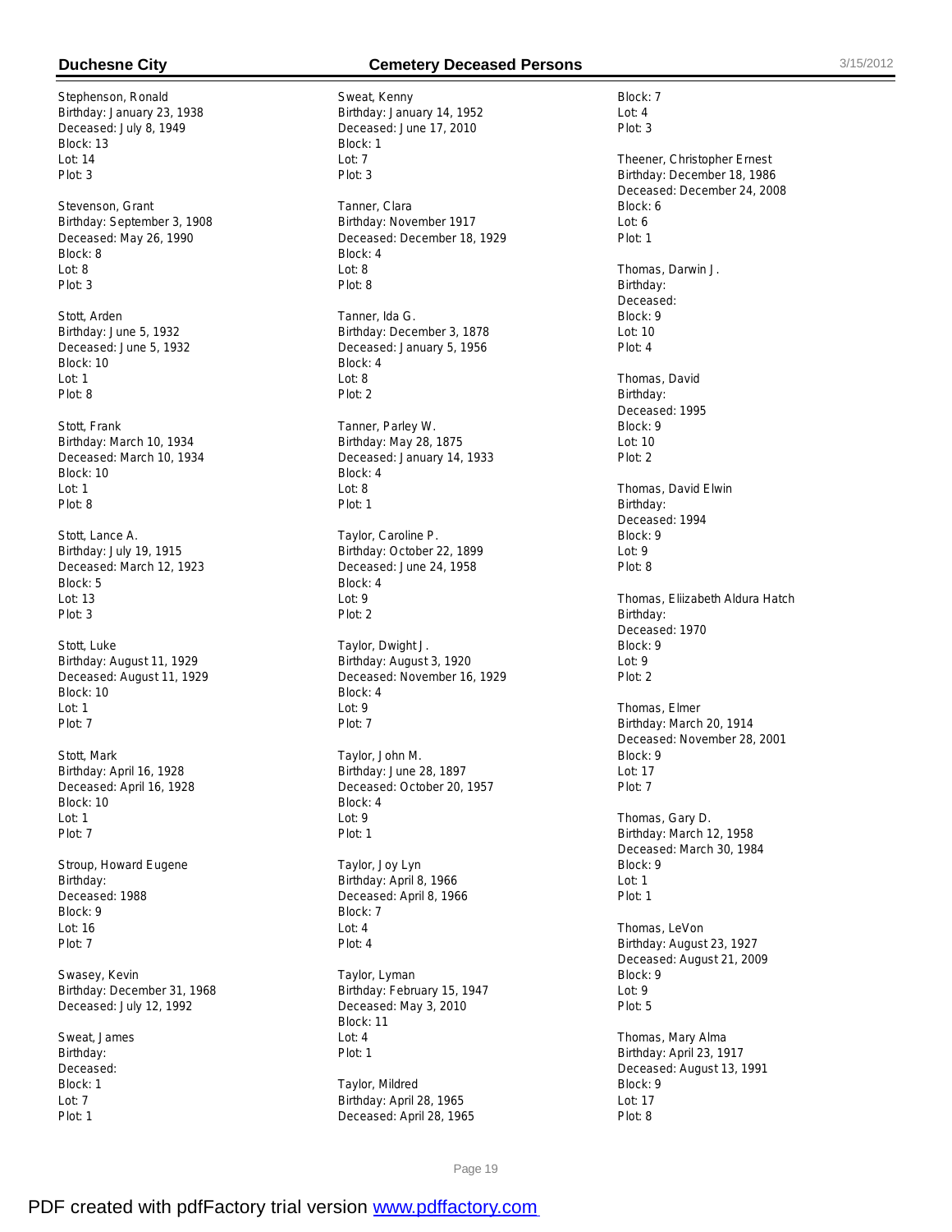Stephenson, Ronald
Birthday: January 23, 1938
Deceased: July 8, 1949
Block: 13
Lot: 14
Plot: 3

Stevenson, Grant
Birthday: September 3, 1908
Deceased: May 26, 1990
Block: 8
Lot: 8
Plot: 3

Stott, Arden
Birthday: June 5, 1932
Deceased: June 5, 1932
Block: 10
Lot: 1
Plot: 8

Stott, Frank
Birthday: March 10, 1934
Deceased: March 10, 1934
Block: 10
Lot: 1
Plot: 8

Stott, Lance A.
Birthday: July 19, 1915
Deceased: March 12, 1923
Block: 5
Lot: 13
Plot: 3

Stott, Luke
Birthday: August 11, 1929
Deceased: August 11, 1929
Block: 10
Lot: 1
Plot: 7

Stott, Mark
Birthday: April 16, 1928
Deceased: April 16, 1928
Block: 10
Lot: 1
Plot: 7

Stroup, Howard Eugene
Birthday:
Deceased: 1988
Block: 9
Lot: 16
Plot: 7

Swasey, Kevin
Birthday: December 31, 1968
Deceased: July 12, 1992

Sweat, James
Birthday:
Deceased:
Block: 1
Lot: 7
Plot: 1

Sweat, Kenny
Birthday: January 14, 1952
Deceased: June 17, 2010
Block: 1
Lot: 7
Plot: 3

Tanner, Clara
Birthday: November 1917
Deceased: December 18, 1929
Block: 4
Lot: 8
Plot: 8

Tanner, Ida G.
Birthday: December 3, 1878
Deceased: January 5, 1956
Block: 4
Lot: 8
Plot: 2

Tanner, Parley W.
Birthday: May 28, 1875
Deceased: January 14, 1933
Block: 4
Lot: 8
Plot: 1

Taylor, Caroline P.
Birthday: October 22, 1899
Deceased: June 24, 1958
Block: 4
Lot: 9
Plot: 2

Taylor, Dwight J.
Birthday: August 3, 1920
Deceased: November 16, 1929
Block: 4
Lot: 9
Plot: 7

Taylor, John M.
Birthday: June 28, 1897
Deceased: October 20, 1957
Block: 4
Lot: 9
Plot: 1

Taylor, Joy Lyn
Birthday: April 8, 1966
Deceased: April 8, 1966
Block: 7
Lot: 4
Plot: 4

Taylor, Lyman
Birthday: February 15, 1947
Deceased: May 3, 2010
Block: 11
Lot: 4
Plot: 1

Taylor, Mildred
Birthday: April 28, 1965
Deceased: April 28, 1965
Block: 7
Lot: 4
Plot: 3

Theener, Christopher Ernest
Birthday: December 18, 1986
Deceased: December 24, 2008
Block: 6
Lot: 6
Plot: 1

Thomas, Darwin J.
Birthday:
Deceased:
Block: 9
Lot: 10
Plot: 4

Thomas, David
Birthday:
Deceased: 1995
Block: 9
Lot: 10
Plot: 2

Thomas, David Elwin
Birthday:
Deceased: 1994
Block: 9
Lot: 9
Plot: 8

Thomas, Eliizabeth Aldura Hatch
Birthday:
Deceased: 1970
Block: 9
Lot: 9
Plot: 2

Thomas, Elmer
Birthday: March 20, 1914
Deceased: November 28, 2001
Block: 9
Lot: 17
Plot: 7

Thomas, Gary D.
Birthday: March 12, 1958
Deceased: March 30, 1984
Block: 9
Lot: 1
Plot: 1

Thomas, LeVon
Birthday: August 23, 1927
Deceased: August 21, 2009
Block: 9
Lot: 9
Plot: 5

Thomas, Mary Alma
Birthday: April 23, 1917
Deceased: August 13, 1991
Block: 9
Lot: 17
Plot: 8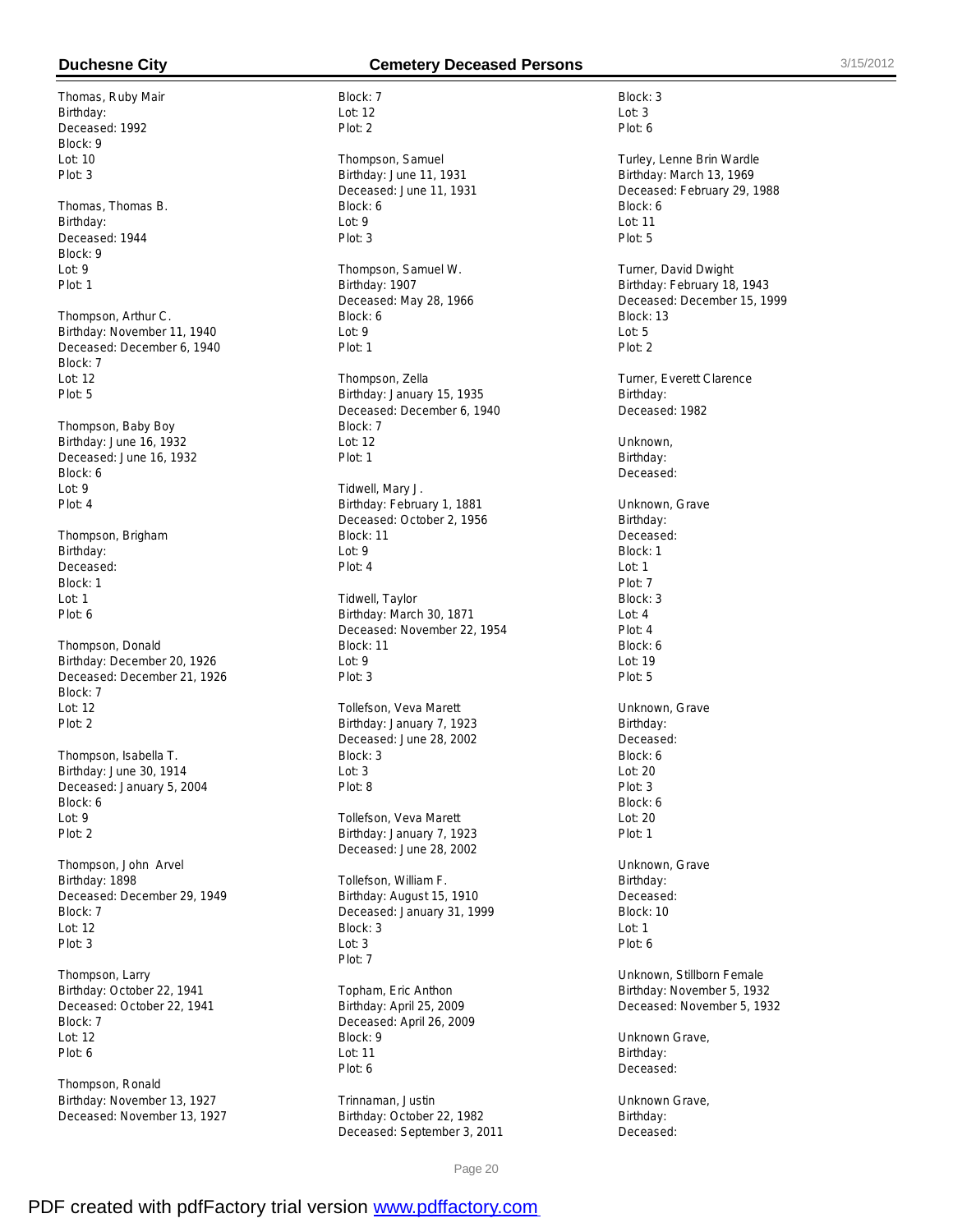Thomas, Ruby Mair
Birthday:
Deceased: 1992
Block: 9
Lot: 10
Plot: 3

Thomas, Thomas B.
Birthday:
Deceased: 1944
Block: 9
Lot: 9
Plot: 1

Thompson, Arthur C.
Birthday: November 11, 1940
Deceased: December 6, 1940
Block: 7
Lot: 12
Plot: 5

Thompson, Baby Boy
Birthday: June 16, 1932
Deceased: June 16, 1932
Block: 6
Lot: 9
Plot: 4

Thompson, Brigham
Birthday:
Deceased:
Block: 1
Lot: 1
Plot: 6

Thompson, Donald
Birthday: December 20, 1926
Deceased: December 21, 1926
Block: 7
Lot: 12
Plot: 2

Thompson, Isabella T.
Birthday: June 30, 1914
Deceased: January 5, 2004
Block: 6
Lot: 9
Plot: 2

Thompson, John Arvel
Birthday: 1898
Deceased: December 29, 1949
Block: 7
Lot: 12
Plot: 3

Thompson, Larry
Birthday: October 22, 1941
Deceased: October 22, 1941
Block: 7
Lot: 12
Plot: 6

Thompson, Ronald
Birthday: November 13, 1927
Deceased: November 13, 1927
Block: 7
Lot: 12
Plot: 2

Thompson, Samuel
Birthday: June 11, 1931
Deceased: June 11, 1931
Block: 6
Lot: 9
Plot: 3

Thompson, Samuel W.
Birthday: 1907
Deceased: May 28, 1966
Block: 6
Lot: 9
Plot: 1

Thompson, Zella
Birthday: January 15, 1935
Deceased: December 6, 1940
Block: 7
Lot: 12
Plot: 1

Tidwell, Mary J.
Birthday: February 1, 1881
Deceased: October 2, 1956
Block: 11
Lot: 9
Plot: 4

Tidwell, Taylor
Birthday: March 30, 1871
Deceased: November 22, 1954
Block: 11
Lot: 9
Plot: 3

Tollefson, Veva Marett
Birthday: January 7, 1923
Deceased: June 28, 2002
Block: 3
Lot: 3
Plot: 8

Tollefson, Veva Marett
Birthday: January 7, 1923
Deceased: June 28, 2002

Tollefson, William F.
Birthday: August 15, 1910
Deceased: January 31, 1999
Block: 3
Lot: 3
Plot: 7

Topham, Eric Anthon
Birthday: April 25, 2009
Deceased: April 26, 2009
Block: 9
Lot: 11
Plot: 6

Trinnaman, Justin
Birthday: October 22, 1982
Deceased: September 3, 2011
Block: 3
Lot: 3
Plot: 6

Turley, Lenne Brin Wardle
Birthday: March 13, 1969
Deceased: February 29, 1988
Block: 6
Lot: 11
Plot: 5

Turner, David Dwight
Birthday: February 18, 1943
Deceased: December 15, 1999
Block: 13
Lot: 5
Plot: 2

Turner, Everett Clarence
Birthday:
Deceased: 1982

Unknown,
Birthday:
Deceased:

Unknown, Grave
Birthday:
Deceased:
Block: 1
Lot: 1
Plot: 7
Block: 3
Lot: 4
Plot: 4
Block: 6
Lot: 19
Plot: 5

Unknown, Grave
Birthday:
Deceased:
Block: 6
Lot: 20
Plot: 3
Block: 6
Lot: 20
Plot: 1

Unknown, Grave
Birthday:
Deceased:
Block: 10
Lot: 1
Plot: 6

Unknown, Stillborn Female
Birthday: November 5, 1932
Deceased: November 5, 1932

Unknown Grave,
Birthday:
Deceased:

Unknown Grave,
Birthday:
Deceased: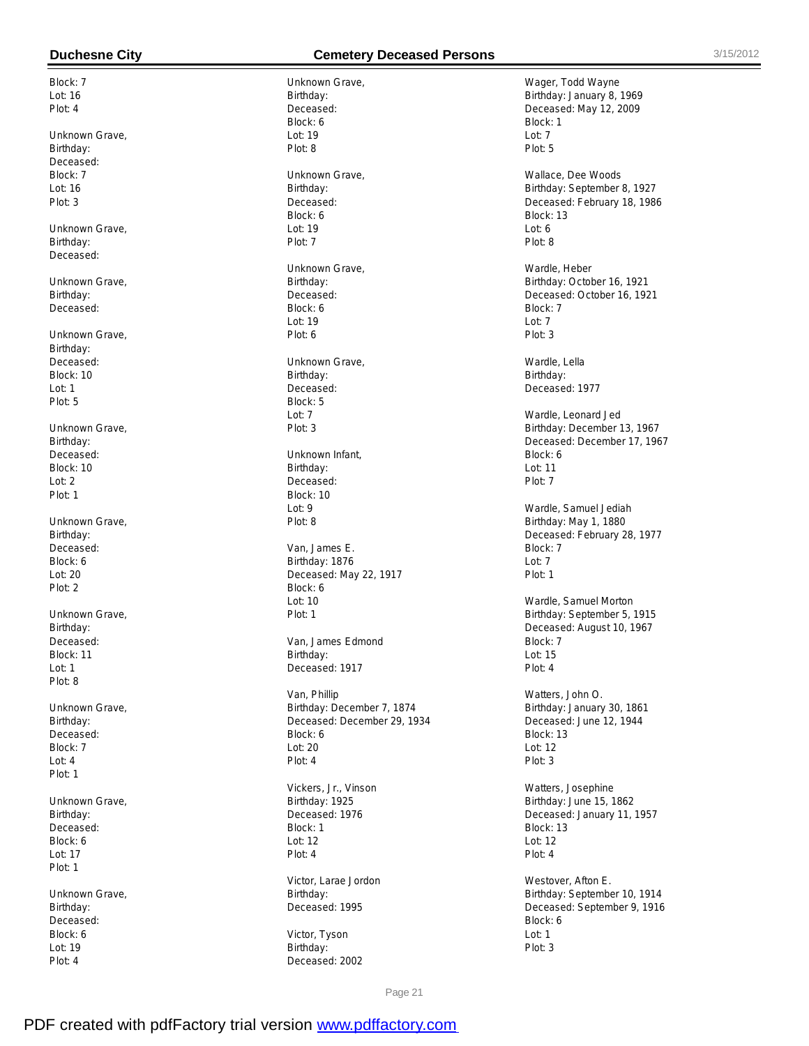Block: 7
Lot: 16
Plot: 4

Unknown Grave,
Birthday:
Deceased:
Block: 7
Lot: 16
Plot: 3

Unknown Grave,
Birthday:
Deceased:

Unknown Grave,
Birthday:
Deceased:

Unknown Grave,
Birthday:
Deceased:
Block: 10
Lot: 1
Plot: 5

Unknown Grave,
Birthday:
Deceased:
Block: 10
Lot: 2
Plot: 1

Unknown Grave,
Birthday:
Deceased:
Block: 6
Lot: 20
Plot: 2

Unknown Grave,
Birthday:
Deceased:
Block: 11
Lot: 1
Plot: 8

Unknown Grave,
Birthday:
Deceased:
Block: 7
Lot: 4
Plot: 1

Unknown Grave,
Birthday:
Deceased:
Block: 6
Lot: 17
Plot: 1

Unknown Grave,
Birthday:
Deceased:
Block: 6
Lot: 19
Plot: 4

Unknown Grave,
Birthday:
Deceased:
Block: 6
Lot: 19
Plot: 8

Unknown Grave,
Birthday:
Deceased:
Block: 6
Lot: 19
Plot: 7

Unknown Grave,
Birthday:
Deceased:
Block: 6
Lot: 19
Plot: 6

Unknown Grave,
Birthday:
Deceased:
Block: 5
Lot: 7
Plot: 3

Unknown Infant,
Birthday:
Deceased:
Block: 10
Lot: 9
Plot: 8

Van, James E.
Birthday: 1876
Deceased: May 22, 1917
Block: 6
Lot: 10
Plot: 1

Van, James Edmond
Birthday:
Deceased: 1917

Van, Phillip
Birthday: December 7, 1874
Deceased: December 29, 1934
Block: 6
Lot: 20
Plot: 4

Vickers, Jr., Vinson
Birthday: 1925
Deceased: 1976
Block: 1
Lot: 12
Plot: 4

Victor, Larae Jordon
Birthday:
Deceased: 1995

Victor, Tyson
Birthday:
Deceased: 2002

Wager, Todd Wayne
Birthday: January 8, 1969
Deceased: May 12, 2009
Block: 1
Lot: 7
Plot: 5

Wallace, Dee Woods
Birthday: September 8, 1927
Deceased: February 18, 1986
Block: 13
Lot: 6
Plot: 8

Wardle, Heber
Birthday: October 16, 1921
Deceased: October 16, 1921
Block: 7
Lot: 7
Plot: 3

Wardle, Lella
Birthday:
Deceased: 1977

Wardle, Leonard Jed
Birthday: December 13, 1967
Deceased: December 17, 1967
Block: 6
Lot: 11
Plot: 7

Wardle, Samuel Jediah
Birthday: May 1, 1880
Deceased: February 28, 1977
Block: 7
Lot: 7
Plot: 1

Wardle, Samuel Morton
Birthday: September 5, 1915
Deceased: August 10, 1967
Block: 7
Lot: 15
Plot: 4

Watters, John O.
Birthday: January 30, 1861
Deceased: June 12, 1944
Block: 13
Lot: 12
Plot: 3

Watters, Josephine
Birthday: June 15, 1862
Deceased: January 11, 1957
Block: 13
Lot: 12
Plot: 4

Westover, Afton E.
Birthday: September 10, 1914
Deceased: September 9, 1916
Block: 6
Lot: 1
Plot: 3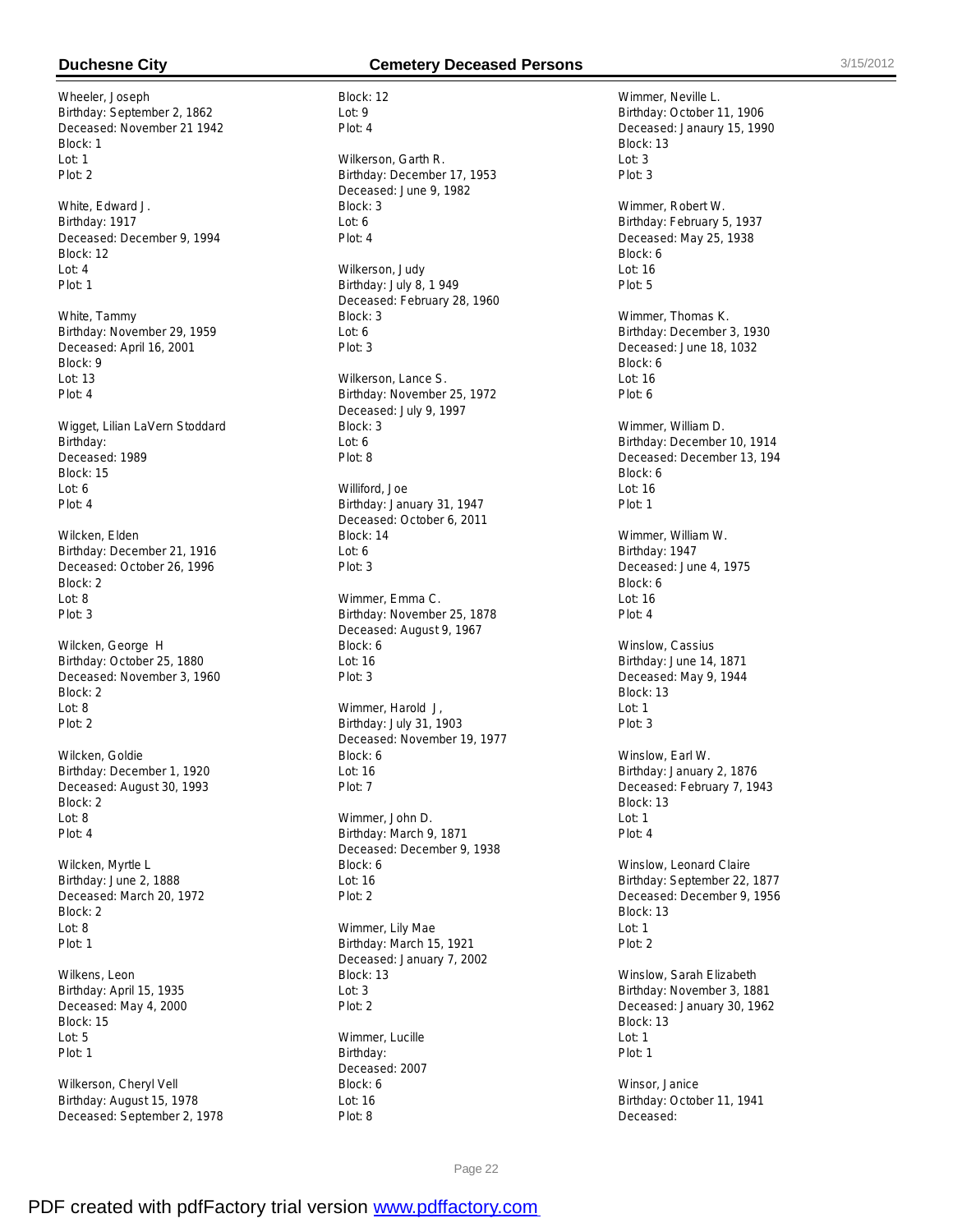Wheeler, Joseph
Birthday: September 2, 1862
Deceased: November 21 1942
Block: 1
Lot: 1
Plot: 2

White, Edward J.
Birthday: 1917
Deceased: December 9, 1994
Block: 12
Lot: 4
Plot: 1

White, Tammy
Birthday: November 29, 1959
Deceased: April 16, 2001
Block: 9
Lot: 13
Plot: 4

Wigget, Lilian LaVern Stoddard
Birthday:
Deceased: 1989
Block: 15
Lot: 6
Plot: 4

Wilcken, Elden
Birthday: December 21, 1916
Deceased: October 26, 1996
Block: 2
Lot: 8
Plot: 3

Wilcken, George H
Birthday: October 25, 1880
Deceased: November 3, 1960
Block: 2
Lot: 8
Plot: 2

Wilcken, Goldie
Birthday: December 1, 1920
Deceased: August 30, 1993
Block: 2
Lot: 8
Plot: 4

Wilcken, Myrtle L
Birthday: June 2, 1888
Deceased: March 20, 1972
Block: 2
Lot: 8
Plot: 1

Wilkens, Leon
Birthday: April 15, 1935
Deceased: May 4, 2000
Block: 15
Lot: 5
Plot: 1

Wilkerson, Cheryl Vell
Birthday: August 15, 1978
Deceased: September 2, 1978
Block: 12
Lot: 9
Plot: 4

Wilkerson, Garth R.
Birthday: December 17, 1953
Deceased: June 9, 1982
Block: 3
Lot: 6
Plot: 4

Wilkerson, Judy
Birthday: July 8, 1 949
Deceased: February 28, 1960
Block: 3
Lot: 6
Plot: 3

Wilkerson, Lance S.
Birthday: November 25, 1972
Deceased: July 9, 1997
Block: 3
Lot: 6
Plot: 8

Williford, Joe
Birthday: January 31, 1947
Deceased: October 6, 2011
Block: 14
Lot: 6
Plot: 3

Wimmer, Emma C.
Birthday: November 25, 1878
Deceased: August 9, 1967
Block: 6
Lot: 16
Plot: 3

Wimmer, Harold J,
Birthday: July 31, 1903
Deceased: November 19, 1977
Block: 6
Lot: 16
Plot: 7

Wimmer, John D.
Birthday: March 9, 1871
Deceased: December 9, 1938
Block: 6
Lot: 16
Plot: 2

Wimmer, Lily Mae
Birthday: March 15, 1921
Deceased: January 7, 2002
Block: 13
Lot: 3
Plot: 2

Wimmer, Lucille
Birthday:
Deceased: 2007
Block: 6
Lot: 16
Plot: 8

Wimmer, Neville L.
Birthday: October 11, 1906
Deceased: Janaury 15, 1990
Block: 13
Lot: 3
Plot: 3

Wimmer, Robert W.
Birthday: February 5, 1937
Deceased: May 25, 1938
Block: 6
Lot: 16
Plot: 5

Wimmer, Thomas K.
Birthday: December 3, 1930
Deceased: June 18, 1032
Block: 6
Lot: 16
Plot: 6

Wimmer, William D.
Birthday: December 10, 1914
Deceased: December 13, 194
Block: 6
Lot: 16
Plot: 1

Wimmer, William W.
Birthday: 1947
Deceased: June 4, 1975
Block: 6
Lot: 16
Plot: 4

Winslow, Cassius
Birthday: June 14, 1871
Deceased: May 9, 1944
Block: 13
Lot: 1
Plot: 3

Winslow, Earl W.
Birthday: January 2, 1876
Deceased: February 7, 1943
Block: 13
Lot: 1
Plot: 4

Winslow, Leonard Claire
Birthday: September 22, 1877
Deceased: December 9, 1956
Block: 13
Lot: 1
Plot: 2

Winslow, Sarah Elizabeth
Birthday: November 3, 1881
Deceased: January 30, 1962
Block: 13
Lot: 1
Plot: 1

Winsor, Janice
Birthday: October 11, 1941
Deceased: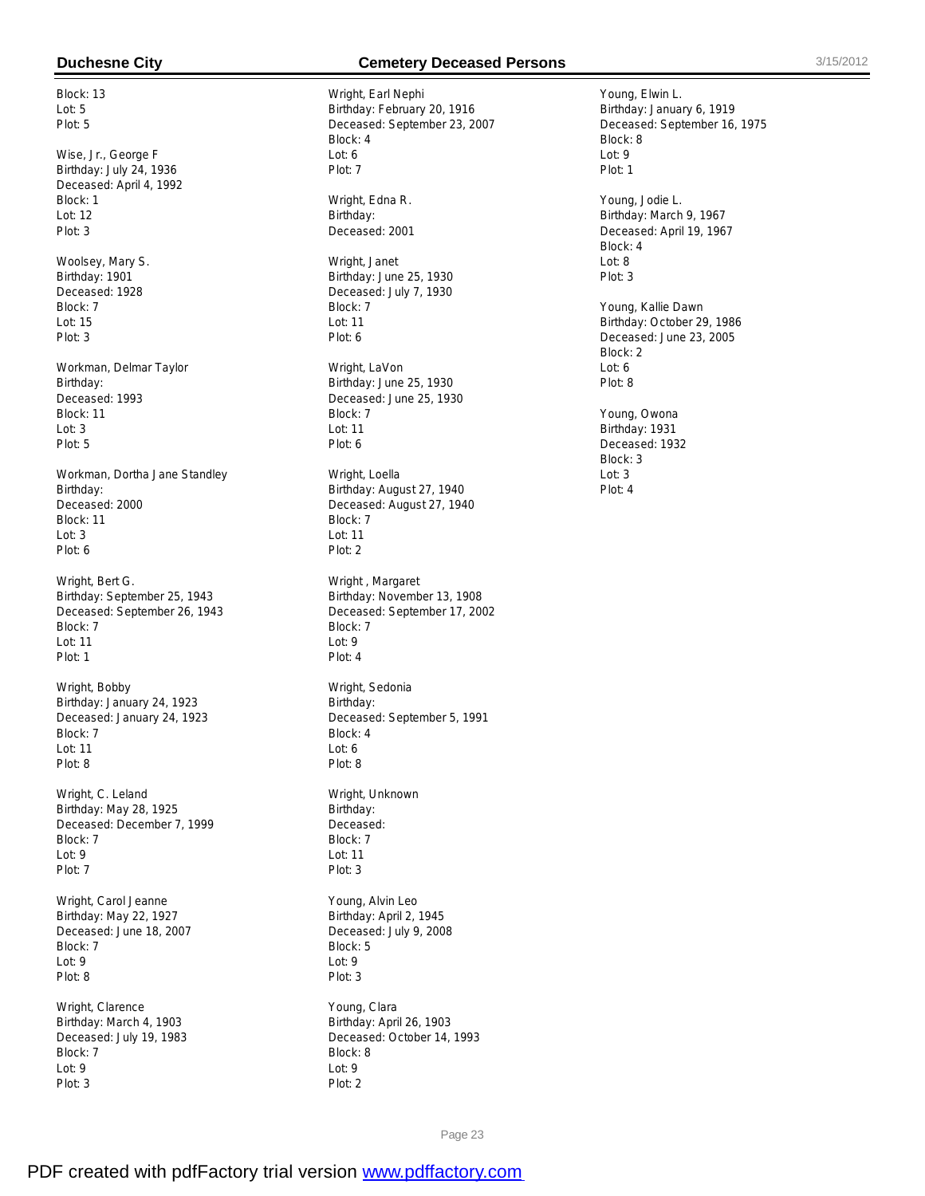Block: 13
Lot: 5
Plot: 5

Wise, Jr., George F
Birthday: July 24, 1936
Deceased: April 4, 1992
Block: 1
Lot: 12
Plot: 3

Woolsey, Mary S.
Birthday: 1901
Deceased: 1928
Block: 7
Lot: 15
Plot: 3

Workman, Delmar Taylor
Birthday:
Deceased: 1993
Block: 11
Lot: 3
Plot: 5

Workman, Dortha Jane Standley
Birthday:
Deceased: 2000
Block: 11
Lot: 3
Plot: 6

Wright, Bert G.
Birthday: September 25, 1943
Deceased: September 26, 1943
Block: 7
Lot: 11
Plot: 1

Wright, Bobby
Birthday: January 24, 1923
Deceased: January 24, 1923
Block: 7
Lot: 11
Plot: 8

Wright, C. Leland
Birthday: May 28, 1925
Deceased: December 7, 1999
Block: 7
Lot: 9
Plot: 7

Wright, Carol Jeanne
Birthday: May 22, 1927
Deceased: June 18, 2007
Block: 7
Lot: 9
Plot: 8

Wright, Clarence
Birthday: March 4, 1903
Deceased: July 19, 1983
Block: 7
Lot: 9
Plot: 3

Wright, Earl Nephi
Birthday: February 20, 1916
Deceased: September 23, 2007
Block: 4
Lot: 6
Plot: 7

Wright, Edna R.
Birthday:
Deceased: 2001

Wright, Janet
Birthday: June 25, 1930
Deceased: July 7, 1930
Block: 7
Lot: 11
Plot: 6

Wright, LaVon
Birthday: June 25, 1930
Deceased: June 25, 1930
Block: 7
Lot: 11
Plot: 6

Wright, Loella
Birthday: August 27, 1940
Deceased: August 27, 1940
Block: 7
Lot: 11
Plot: 2

Wright , Margaret
Birthday: November 13, 1908
Deceased: September 17, 2002
Block: 7
Lot: 9
Plot: 4

Wright, Sedonia
Birthday:
Deceased: September 5, 1991
Block: 4
Lot: 6
Plot: 8

Wright, Unknown
Birthday:
Deceased:
Block: 7
Lot: 11
Plot: 3

Young, Alvin Leo
Birthday: April 2, 1945
Deceased: July 9, 2008
Block: 5
Lot: 9
Plot: 3

Young, Clara
Birthday: April 26, 1903
Deceased: October 14, 1993
Block: 8
Lot: 9
Plot: 2

Young, Elwin L.
Birthday: January 6, 1919
Deceased: September 16, 1975
Block: 8
Lot: 9
Plot: 1

Young, Jodie L.
Birthday: March 9, 1967
Deceased: April 19, 1967
Block: 4
Lot: 8
Plot: 3

Young, Kallie Dawn
Birthday: October 29, 1986
Deceased: June 23, 2005
Block: 2
Lot: 6
Plot: 8

Young, Owona
Birthday: 1931
Deceased: 1932
Block: 3
Lot: 3
Plot: 4